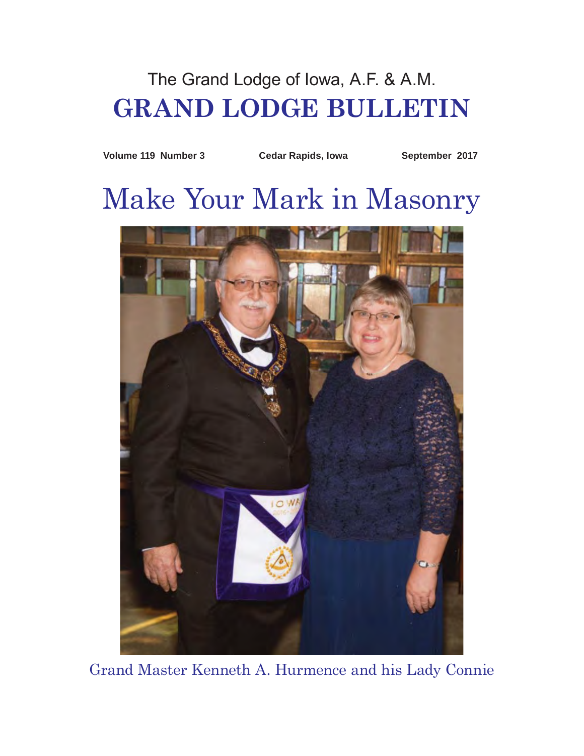The Grand Lodge of Iowa, A.F. & A.M.

# GRAND LODGE BULLETIN

**Volume 119 Number 3** **Cedar Rapids, Iowa** **September 2017**

# Make Your Mark in Masonry

Grand Master Kenneth A. Hurmence and his Lady Connie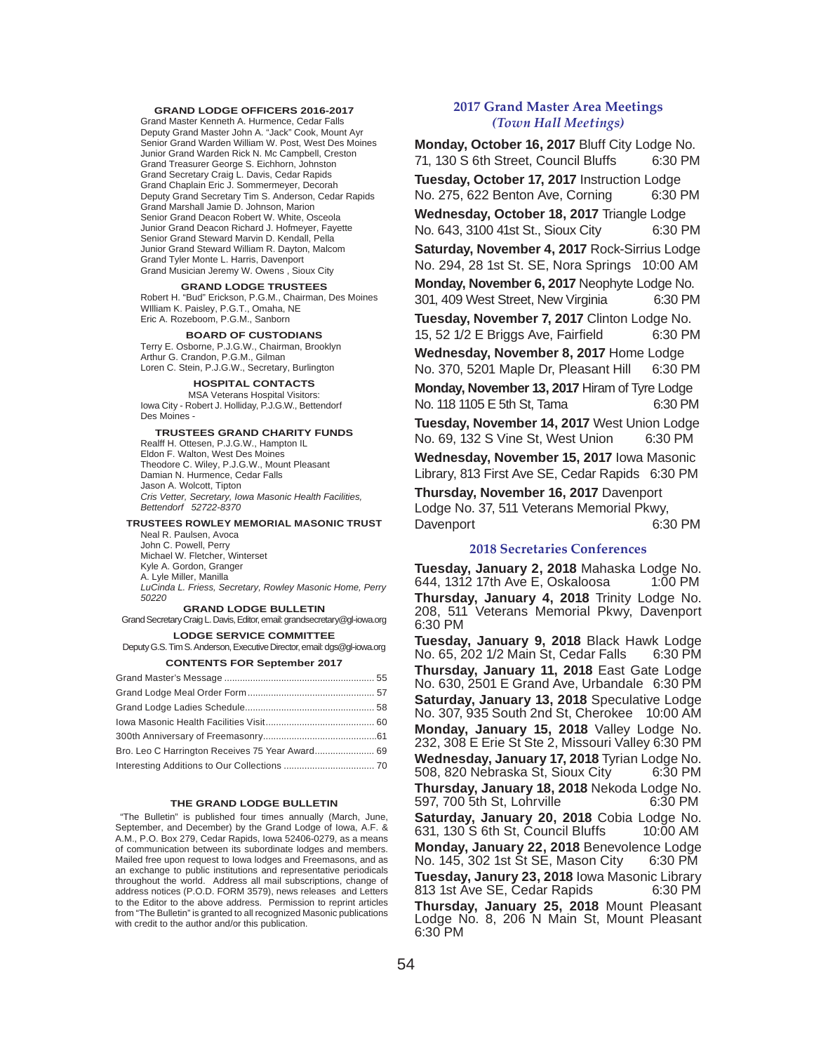## GRAND LODGE OFFICERS 2016-2017

Grand Master Kenneth A. Hurmence, Cedar Falls
Deputy Grand Master John A. "Jack" Cook, Mount Ayr
Senior Grand Warden William W. Post, West Des Moines
Junior Grand Warden Rick N. Mc Campbell, Creston
Grand Treasurer George S. Eichhorn, Johnston
Grand Secretary Craig L. Davis, Cedar Rapids
Grand Chaplain Eric J. Sommermeyer, Decorah
Deputy Grand Secretary Tim S. Anderson, Cedar Rapids
Grand Marshall Jamie D. Johnson, Marion
Senior Grand Deacon Robert W. White, Osceola
Junior Grand Deacon Richard J. Hofmeyer, Fayette
Senior Grand Steward Marvin D. Kendall, Pella
Junior Grand Steward William R. Dayton, Malcom
Grand Tyler Monte L. Harris, Davenport
Grand Musician Jeremy W. Owens , Sioux City

### GRAND LODGE TRUSTEES

Robert H. "Bud" Erickson, P.G.M., Chairman, Des Moines
WIlliam K. Paisley, P.G.T., Omaha, NE
Eric A. Rozeboom, P.G.M., Sanborn

### BOARD OF CUSTODIANS

Terry E. Osborne, P.J.G.W., Chairman, Brooklyn
Arthur G. Crandon, P.G.M., Gilman
Loren C. Stein, P.J.G.W., Secretary, Burlington

### HOSPITAL CONTACTS

MSA Veterans Hospital Visitors:
Iowa City - Robert J. Holliday, P.J.G.W., Bettendorf
Des Moines -

### TRUSTEES GRAND CHARITY FUNDS

Realff H. Ottesen, P.J.G.W., Hampton IL
Eldon F. Walton, West Des Moines
Theodore C. Wiley, P.J.G.W., Mount Pleasant
Damian N. Hurmence, Cedar Falls
Jason A. Wolcott, Tipton
*Cris Vetter, Secretary, Iowa Masonic Health Facilities, Bettendorf 52722-8370*

### TRUSTEES ROWLEY MEMORIAL MASONIC TRUST

Neal R. Paulsen, Avoca
John C. Powell, Perry
Michael W. Fletcher, Winterset
Kyle A. Gordon, Granger
A. Lyle Miller, Manilla
*LuCinda L. Friess, Secretary, Rowley Masonic Home, Perry 50220*

### GRAND LODGE BULLETIN

Grand Secretary Craig L. Davis, Editor, email: grandsecretary@gl-iowa.org

### LODGE SERVICE COMMITTEE

Deputy G.S. Tim S. Anderson, Executive Director, email: dgs@gl-iowa.org

### CONTENTS FOR September 2017

| | |
|---|---|
| Grand Master's Message | 55 |
| Grand Lodge Meal Order Form | 57 |
| Grand Lodge Ladies Schedule | 58 |
| Iowa Masonic Health Facilities Visit | 60 |
| 300th Anniversary of Freemasonry | 61 |
| Bro. Leo C Harrington Receives 75 Year Award | 69 |
| Interesting Additions to Our Collections | 70 |

### THE GRAND LODGE BULLETIN

"The Bulletin" is published four times annually (March, June, September, and December) by the Grand Lodge of Iowa, A.F. & A.M., P.O. Box 279, Cedar Rapids, Iowa 52406-0279, as a means of communication between its subordinate lodges and members. Mailed free upon request to Iowa lodges and Freemasons, and as an exchange to public institutions and representative periodicals throughout the world. Address all mail subscriptions, change of address notices (P.O.D. FORM 3579), news releases and Letters to the Editor to the above address. Permission to reprint articles from "The Bulletin" is granted to all recognized Masonic publications with credit to the author and/or this publication.

## 2017 Grand Master Area Meetings
### *(Town Hall Meetings)*

**Monday, October 16, 2017** Bluff City Lodge No. 71, 130 S 6th Street, Council Bluffs 6:30 PM

**Tuesday, October 17, 2017** Instruction Lodge No. 275, 622 Benton Ave, Corning 6:30 PM

**Wednesday, October 18, 2017** Triangle Lodge No. 643, 3100 41st St., Sioux City 6:30 PM

**Saturday, November 4, 2017** Rock-Sirrius Lodge No. 294, 28 1st St. SE, Nora Springs 10:00 AM

**Monday, November 6, 2017** Neophyte Lodge No. 301, 409 West Street, New Virginia 6:30 PM

**Tuesday, November 7, 2017** Clinton Lodge No. 15, 52 1/2 E Briggs Ave, Fairfield 6:30 PM

**Wednesday, November 8, 2017** Home Lodge No. 370, 5201 Maple Dr, Pleasant Hill 6:30 PM

**Monday, November 13, 2017** Hiram of Tyre Lodge No. 118 1105 E 5th St, Tama 6:30 PM

**Tuesday, November 14, 2017** West Union Lodge No. 69, 132 S Vine St, West Union 6:30 PM

**Wednesday, November 15, 2017** Iowa Masonic Library, 813 First Ave SE, Cedar Rapids 6:30 PM

**Thursday, November 16, 2017** Davenport Lodge No. 37, 511 Veterans Memorial Pkwy, Davenport 6:30 PM

## 2018 Secretaries Conferences

**Tuesday, January 2, 2018** Mahaska Lodge No. 644, 1312 17th Ave E, Oskaloosa 1:00 PM

**Thursday, January 4, 2018** Trinity Lodge No. 208, 511 Veterans Memorial Pkwy, Davenport 6:30 PM

**Tuesday, January 9, 2018** Black Hawk Lodge No. 65, 202 1/2 Main St, Cedar Falls 6:30 PM

**Thursday, January 11, 2018** East Gate Lodge No. 630, 2501 E Grand Ave, Urbandale 6:30 PM

**Saturday, January 13, 2018** Speculative Lodge No. 307, 935 South 2nd St, Cherokee 10:00 AM

**Monday, January 15, 2018** Valley Lodge No. 232, 308 E Erie St Ste 2, Missouri Valley 6:30 PM

**Wednesday, January 17, 2018** Tyrian Lodge No. 508, 820 Nebraska St, Sioux City 6:30 PM

**Thursday, January 18, 2018** Nekoda Lodge No. 597, 700 5th St, Lohrville 6:30 PM

**Saturday, January 20, 2018** Cobia Lodge No. 631, 130 S 6th St, Council Bluffs 10:00 AM

**Monday, January 22, 2018** Benevolence Lodge No. 145, 302 1st St SE, Mason City 6:30 PM

**Tuesday, Janury 23, 2018** Iowa Masonic Library 813 1st Ave SE, Cedar Rapids 6:30 PM

**Thursday, January 25, 2018** Mount Pleasant Lodge No. 8, 206 N Main St, Mount Pleasant 6:30 PM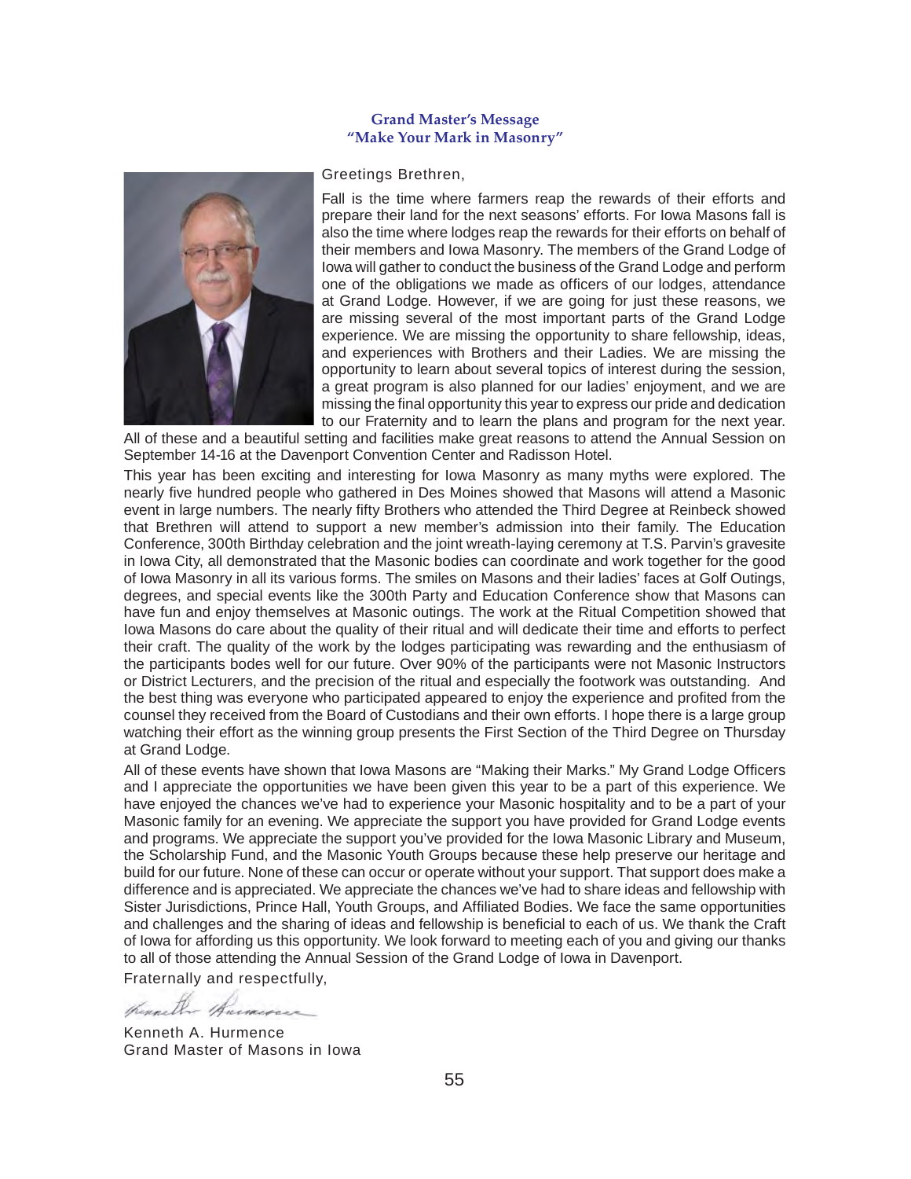## Grand Master's Message
### "Make Your Mark in Masonry"

Greetings Brethren,

Fall is the time where farmers reap the rewards of their efforts and prepare their land for the next seasons' efforts. For Iowa Masons fall is also the time where lodges reap the rewards for their efforts on behalf of their members and Iowa Masonry. The members of the Grand Lodge of Iowa will gather to conduct the business of the Grand Lodge and perform one of the obligations we made as officers of our lodges, attendance at Grand Lodge. However, if we are going for just these reasons, we are missing several of the most important parts of the Grand Lodge experience. We are missing the opportunity to share fellowship, ideas, and experiences with Brothers and their Ladies. We are missing the opportunity to learn about several topics of interest during the session, a great program is also planned for our ladies' enjoyment, and we are missing the final opportunity this year to express our pride and dedication to our Fraternity and to learn the plans and program for the next year. All of these and a beautiful setting and facilities make great reasons to attend the Annual Session on September 14-16 at the Davenport Convention Center and Radisson Hotel.

This year has been exciting and interesting for Iowa Masonry as many myths were explored. The nearly five hundred people who gathered in Des Moines showed that Masons will attend a Masonic event in large numbers. The nearly fifty Brothers who attended the Third Degree at Reinbeck showed that Brethren will attend to support a new member's admission into their family. The Education Conference, 300th Birthday celebration and the joint wreath-laying ceremony at T.S. Parvin's gravesite in Iowa City, all demonstrated that the Masonic bodies can coordinate and work together for the good of Iowa Masonry in all its various forms. The smiles on Masons and their ladies' faces at Golf Outings, degrees, and special events like the 300th Party and Education Conference show that Masons can have fun and enjoy themselves at Masonic outings. The work at the Ritual Competition showed that Iowa Masons do care about the quality of their ritual and will dedicate their time and efforts to perfect their craft. The quality of the work by the lodges participating was rewarding and the enthusiasm of the participants bodes well for our future. Over 90% of the participants were not Masonic Instructors or District Lecturers, and the precision of the ritual and especially the footwork was outstanding. And the best thing was everyone who participated appeared to enjoy the experience and profited from the counsel they received from the Board of Custodians and their own efforts. I hope there is a large group watching their effort as the winning group presents the First Section of the Third Degree on Thursday at Grand Lodge.

All of these events have shown that Iowa Masons are "Making their Marks." My Grand Lodge Officers and I appreciate the opportunities we have been given this year to be a part of this experience. We have enjoyed the chances we've had to experience your Masonic hospitality and to be a part of your Masonic family for an evening. We appreciate the support you have provided for Grand Lodge events and programs. We appreciate the support you've provided for the Iowa Masonic Library and Museum, the Scholarship Fund, and the Masonic Youth Groups because these help preserve our heritage and build for our future. None of these can occur or operate without your support. That support does make a difference and is appreciated. We appreciate the chances we've had to share ideas and fellowship with Sister Jurisdictions, Prince Hall, Youth Groups, and Affiliated Bodies. We face the same opportunities and challenges and the sharing of ideas and fellowship is beneficial to each of us. We thank the Craft of Iowa for affording us this opportunity. We look forward to meeting each of you and giving our thanks to all of those attending the Annual Session of the Grand Lodge of Iowa in Davenport.

Fraternally and respectfully,

Kenneth A. Hurmence
Grand Master of Masons in Iowa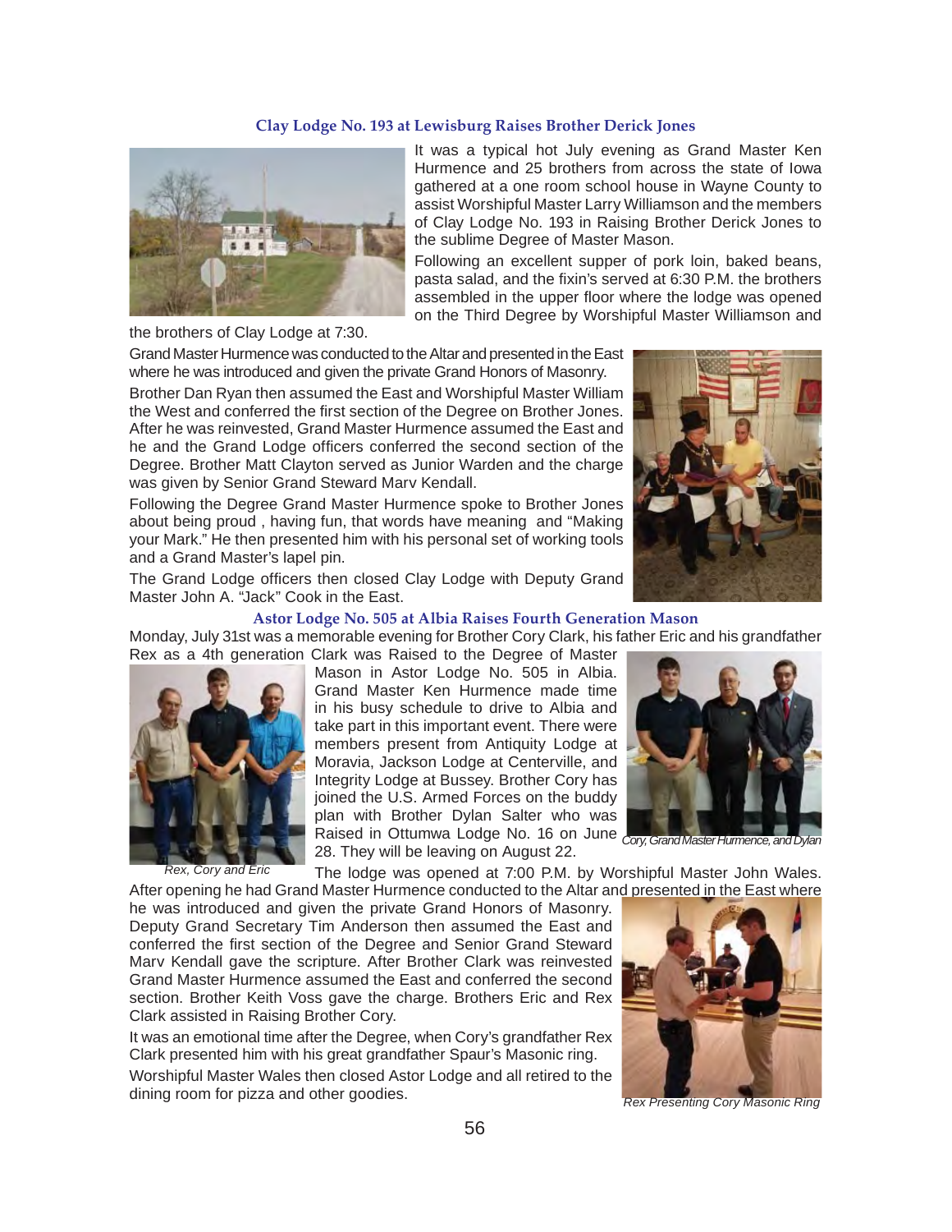## Clay Lodge No. 193 at Lewisburg Raises Brother Derick Jones

It was a typical hot July evening as Grand Master Ken Hurmence and 25 brothers from across the state of Iowa gathered at a one room school house in Wayne County to assist Worshipful Master Larry Williamson and the members of Clay Lodge No. 193 in Raising Brother Derick Jones to the sublime Degree of Master Mason.

Following an excellent supper of pork loin, baked beans, pasta salad, and the fixin's served at 6:30 P.M. the brothers assembled in the upper floor where the lodge was opened on the Third Degree by Worshipful Master Williamson and the brothers of Clay Lodge at 7:30.

Grand Master Hurmence was conducted to the Altar and presented in the East where he was introduced and given the private Grand Honors of Masonry.

Brother Dan Ryan then assumed the East and Worshipful Master William the West and conferred the first section of the Degree on Brother Jones. After he was reinvested, Grand Master Hurmence assumed the East and he and the Grand Lodge officers conferred the second section of the Degree. Brother Matt Clayton served as Junior Warden and the charge was given by Senior Grand Steward Marv Kendall.

Following the Degree Grand Master Hurmence spoke to Brother Jones about being proud , having fun, that words have meaning and "Making your Mark." He then presented him with his personal set of working tools and a Grand Master's lapel pin.

The Grand Lodge officers then closed Clay Lodge with Deputy Grand Master John A. "Jack" Cook in the East.

## Astor Lodge No. 505 at Albia Raises Fourth Generation Mason

Monday, July 31st was a memorable evening for Brother Cory Clark, his father Eric and his grandfather Rex as a 4th generation Clark was Raised to the Degree of Master Mason in Astor Lodge No. 505 in Albia. Grand Master Ken Hurmence made time in his busy schedule to drive to Albia and take part in this important event. There were members present from Antiquity Lodge at Moravia, Jackson Lodge at Centerville, and Integrity Lodge at Bussey. Brother Cory has joined the U.S. Armed Forces on the buddy plan with Brother Dylan Salter who was Raised in Ottumwa Lodge No. 16 on June 28. They will be leaving on August 22.

*Rex, Cory and Eric*

*Cory, Grand Master Hurmence, and Dylan*

The lodge was opened at 7:00 P.M. by Worshipful Master John Wales. After opening he had Grand Master Hurmence conducted to the Altar and presented in the East where he was introduced and given the private Grand Honors of Masonry. Deputy Grand Secretary Tim Anderson then assumed the East and conferred the first section of the Degree and Senior Grand Steward Marv Kendall gave the scripture. After Brother Clark was reinvested Grand Master Hurmence assumed the East and conferred the second section. Brother Keith Voss gave the charge. Brothers Eric and Rex Clark assisted in Raising Brother Cory.

It was an emotional time after the Degree, when Cory's grandfather Rex Clark presented him with his great grandfather Spaur's Masonic ring.

Worshipful Master Wales then closed Astor Lodge and all retired to the dining room for pizza and other goodies.

*Rex Presenting Cory Masonic Ring*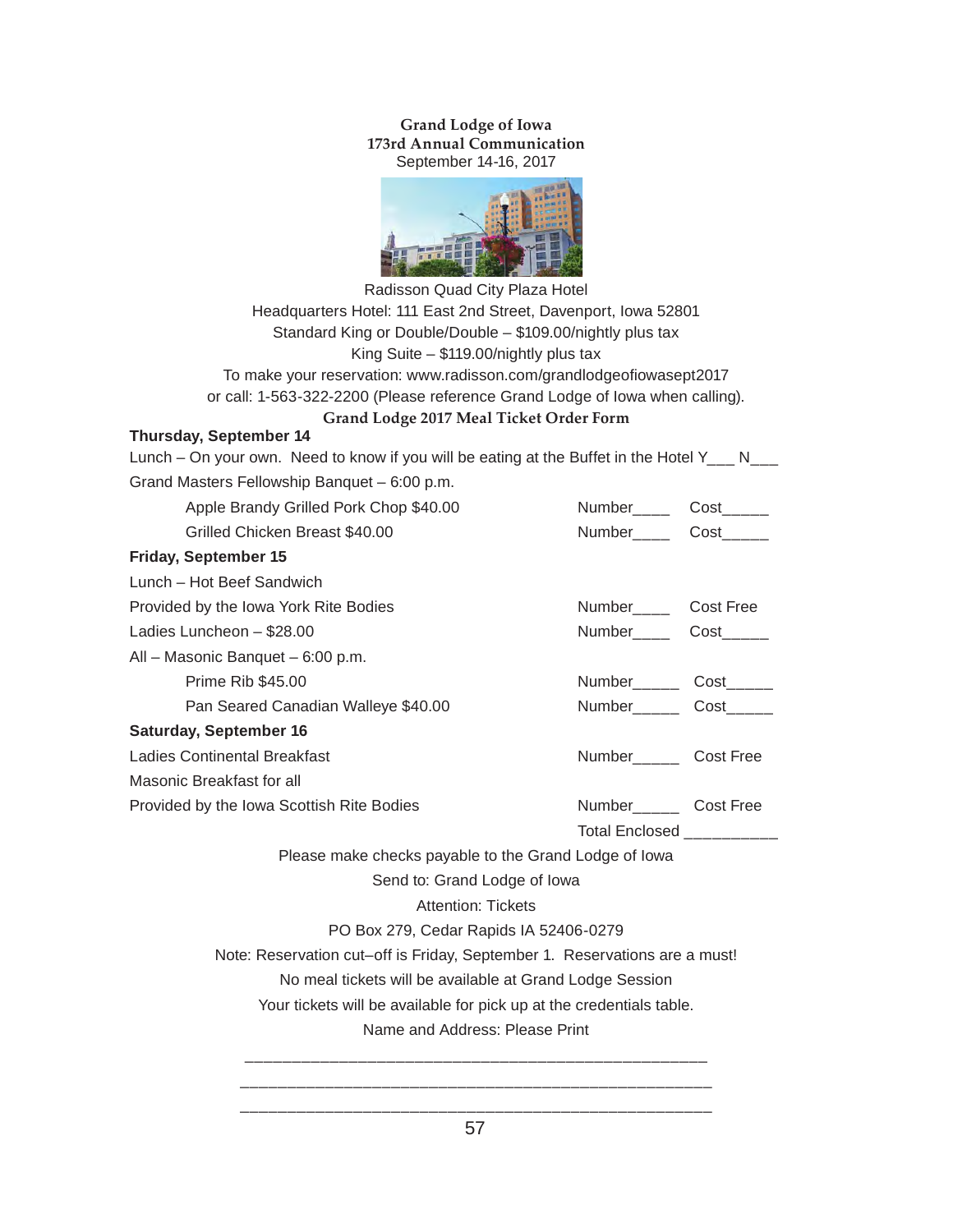**Grand Lodge of Iowa**
**173rd Annual Communication**
September 14-16, 2017

Radisson Quad City Plaza Hotel
Headquarters Hotel: 111 East 2nd Street, Davenport, Iowa 52801
Standard King or Double/Double – $109.00/nightly plus tax
King Suite – $119.00/nightly plus tax
To make your reservation: www.radisson.com/grandlodgeofiowasept2017
or call: 1-563-322-2200 (Please reference Grand Lodge of Iowa when calling).

## Grand Lodge 2017 Meal Ticket Order Form

**Thursday, September 14**

Lunch – On your own. Need to know if you will be eating at the Buffet in the Hotel Y___ N___

Grand Masters Fellowship Banquet – 6:00 p.m.

| | | |
|---|---|---|
| Apple Brandy Grilled Pork Chop $40.00 | Number____ | Cost_____ |
| Grilled Chicken Breast $40.00 | Number____ | Cost_____ |

**Friday, September 15**

| | | |
|---|---|---|
| Lunch – Hot Beef Sandwich | | |
| Provided by the Iowa York Rite Bodies | Number____ | Cost Free |
| Ladies Luncheon – $28.00 | Number____ | Cost_____ |
| All – Masonic Banquet – 6:00 p.m. | | |
| Prime Rib $45.00 | Number_____ | Cost_____ |
| Pan Seared Canadian Walleye $40.00 | Number_____ | Cost_____ |

**Saturday, September 16**

| | | |
|---|---|---|
| Ladies Continental Breakfast | Number_____ | Cost Free |
| Masonic Breakfast for all | | |
| Provided by the Iowa Scottish Rite Bodies | Number_____ | Cost Free |
| | Total Enclosed __________ | |

Please make checks payable to the Grand Lodge of Iowa
Send to: Grand Lodge of Iowa
Attention: Tickets
PO Box 279, Cedar Rapids IA 52406-0279
Note: Reservation cut–off is Friday, September 1. Reservations are a must!
No meal tickets will be available at Grand Lodge Session
Your tickets will be available for pick up at the credentials table.
Name and Address: Please Print

___________________________________________________

___________________________________________________

___________________________________________________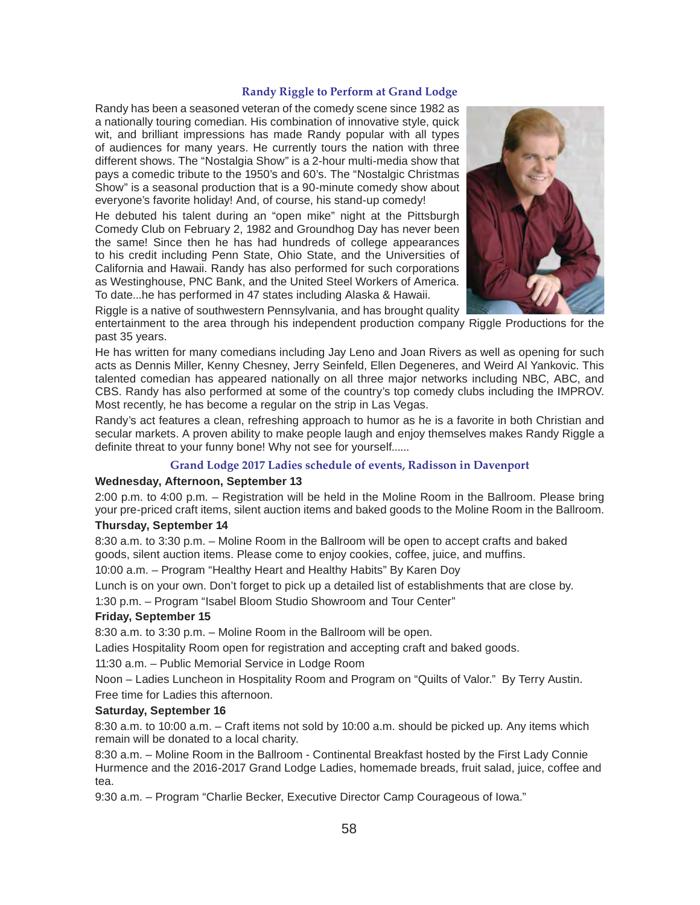## Randy Riggle to Perform at Grand Lodge

Randy has been a seasoned veteran of the comedy scene since 1982 as a nationally touring comedian. His combination of innovative style, quick wit, and brilliant impressions has made Randy popular with all types of audiences for many years. He currently tours the nation with three different shows. The "Nostalgia Show" is a 2-hour multi-media show that pays a comedic tribute to the 1950's and 60's. The "Nostalgic Christmas Show" is a seasonal production that is a 90-minute comedy show about everyone's favorite holiday! And, of course, his stand-up comedy!

He debuted his talent during an "open mike" night at the Pittsburgh Comedy Club on February 2, 1982 and Groundhog Day has never been the same! Since then he has had hundreds of college appearances to his credit including Penn State, Ohio State, and the Universities of California and Hawaii. Randy has also performed for such corporations as Westinghouse, PNC Bank, and the United Steel Workers of America. To date...he has performed in 47 states including Alaska & Hawaii.

Riggle is a native of southwestern Pennsylvania, and has brought quality entertainment to the area through his independent production company Riggle Productions for the past 35 years.

He has written for many comedians including Jay Leno and Joan Rivers as well as opening for such acts as Dennis Miller, Kenny Chesney, Jerry Seinfeld, Ellen Degeneres, and Weird Al Yankovic. This talented comedian has appeared nationally on all three major networks including NBC, ABC, and CBS. Randy has also performed at some of the country's top comedy clubs including the IMPROV. Most recently, he has become a regular on the strip in Las Vegas.

Randy's act features a clean, refreshing approach to humor as he is a favorite in both Christian and secular markets. A proven ability to make people laugh and enjoy themselves makes Randy Riggle a definite threat to your funny bone! Why not see for yourself......

## Grand Lodge 2017 Ladies schedule of events, Radisson in Davenport

**Wednesday, Afternoon, September 13**

2:00 p.m. to 4:00 p.m. – Registration will be held in the Moline Room in the Ballroom. Please bring your pre-priced craft items, silent auction items and baked goods to the Moline Room in the Ballroom.

**Thursday, September 14**

8:30 a.m. to 3:30 p.m. – Moline Room in the Ballroom will be open to accept crafts and baked goods, silent auction items. Please come to enjoy cookies, coffee, juice, and muffins.

10:00 a.m. – Program "Healthy Heart and Healthy Habits" By Karen Doy

Lunch is on your own. Don't forget to pick up a detailed list of establishments that are close by.

1:30 p.m. – Program "Isabel Bloom Studio Showroom and Tour Center"

**Friday, September 15**

8:30 a.m. to 3:30 p.m. – Moline Room in the Ballroom will be open.

Ladies Hospitality Room open for registration and accepting craft and baked goods.

11:30 a.m. – Public Memorial Service in Lodge Room

Noon – Ladies Luncheon in Hospitality Room and Program on "Quilts of Valor." By Terry Austin.

Free time for Ladies this afternoon.

**Saturday, September 16**

8:30 a.m. to 10:00 a.m. – Craft items not sold by 10:00 a.m. should be picked up. Any items which remain will be donated to a local charity.

8:30 a.m. – Moline Room in the Ballroom - Continental Breakfast hosted by the First Lady Connie Hurmence and the 2016-2017 Grand Lodge Ladies, homemade breads, fruit salad, juice, coffee and tea.

9:30 a.m. – Program "Charlie Becker, Executive Director Camp Courageous of Iowa."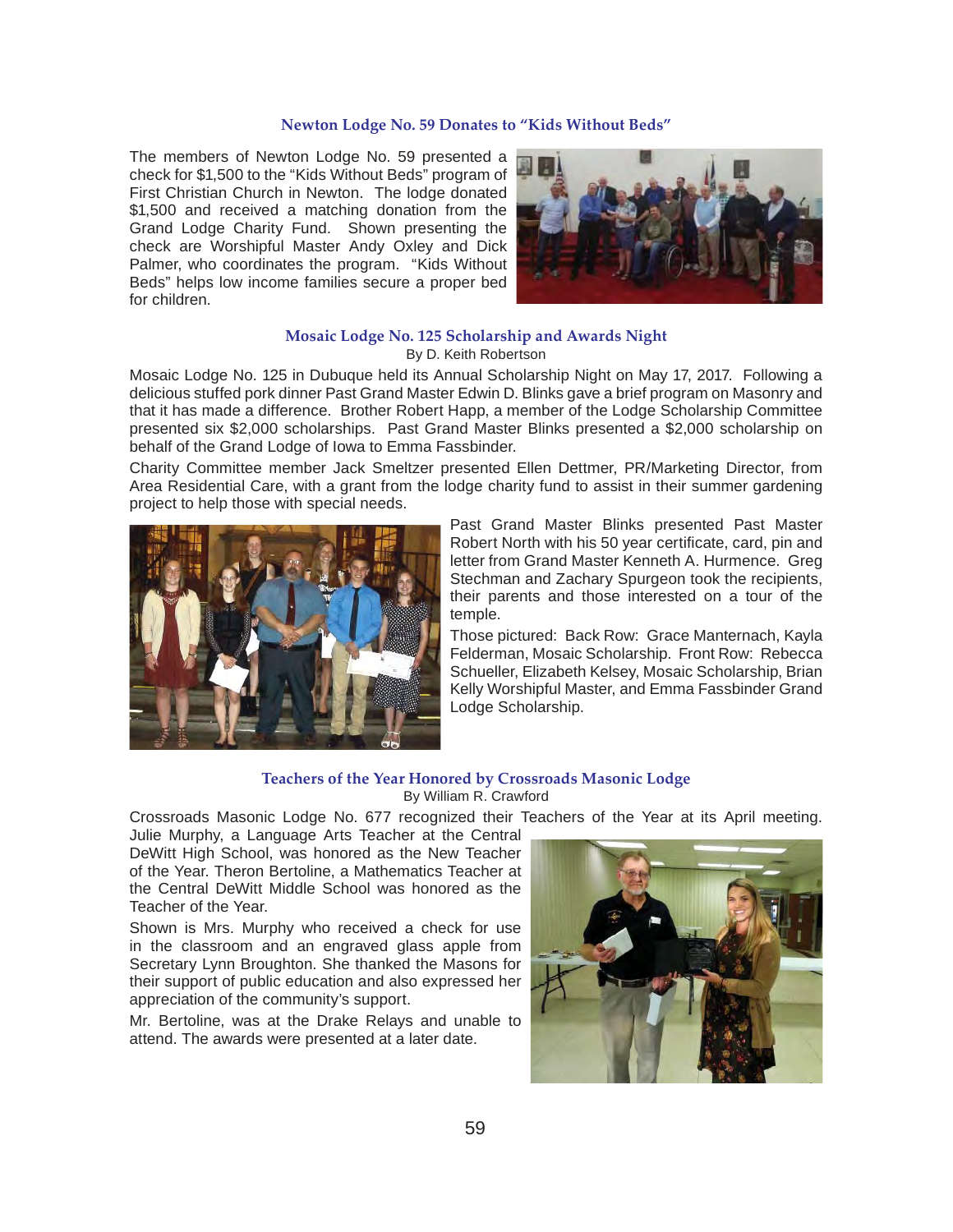## Newton Lodge No. 59 Donates to "Kids Without Beds"

The members of Newton Lodge No. 59 presented a check for $1,500 to the "Kids Without Beds" program of First Christian Church in Newton. The lodge donated $1,500 and received a matching donation from the Grand Lodge Charity Fund. Shown presenting the check are Worshipful Master Andy Oxley and Dick Palmer, who coordinates the program. "Kids Without Beds" helps low income families secure a proper bed for children.

## Mosaic Lodge No. 125 Scholarship and Awards Night

By D. Keith Robertson

Mosaic Lodge No. 125 in Dubuque held its Annual Scholarship Night on May 17, 2017. Following a delicious stuffed pork dinner Past Grand Master Edwin D. Blinks gave a brief program on Masonry and that it has made a difference. Brother Robert Happ, a member of the Lodge Scholarship Committee presented six $2,000 scholarships. Past Grand Master Blinks presented a $2,000 scholarship on behalf of the Grand Lodge of Iowa to Emma Fassbinder.

Charity Committee member Jack Smeltzer presented Ellen Dettmer, PR/Marketing Director, from Area Residential Care, with a grant from the lodge charity fund to assist in their summer gardening project to help those with special needs.

Past Grand Master Blinks presented Past Master Robert North with his 50 year certificate, card, pin and letter from Grand Master Kenneth A. Hurmence. Greg Stechman and Zachary Spurgeon took the recipients, their parents and those interested on a tour of the temple.

Those pictured: Back Row: Grace Manternach, Kayla Felderman, Mosaic Scholarship. Front Row: Rebecca Schueller, Elizabeth Kelsey, Mosaic Scholarship, Brian Kelly Worshipful Master, and Emma Fassbinder Grand Lodge Scholarship.

## Teachers of the Year Honored by Crossroads Masonic Lodge

By William R. Crawford

Crossroads Masonic Lodge No. 677 recognized their Teachers of the Year at its April meeting. Julie Murphy, a Language Arts Teacher at the Central DeWitt High School, was honored as the New Teacher of the Year. Theron Bertoline, a Mathematics Teacher at the Central DeWitt Middle School was honored as the Teacher of the Year.

Shown is Mrs. Murphy who received a check for use in the classroom and an engraved glass apple from Secretary Lynn Broughton. She thanked the Masons for their support of public education and also expressed her appreciation of the community's support.

Mr. Bertoline, was at the Drake Relays and unable to attend. The awards were presented at a later date.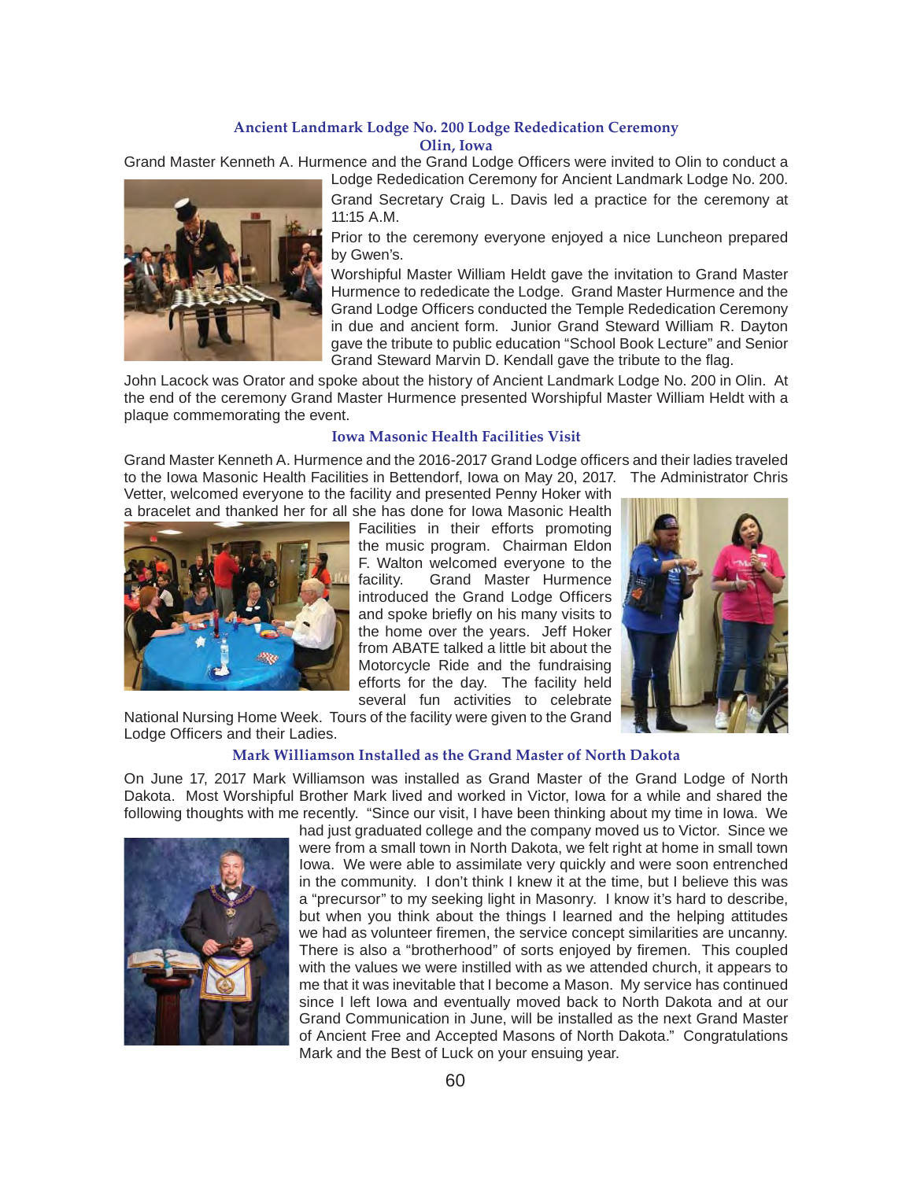### Ancient Landmark Lodge No. 200 Lodge Rededication Ceremony
### Olin, Iowa

Grand Master Kenneth A. Hurmence and the Grand Lodge Officers were invited to Olin to conduct a Lodge Rededication Ceremony for Ancient Landmark Lodge No. 200.

Grand Secretary Craig L. Davis led a practice for the ceremony at 11:15 A.M.

Prior to the ceremony everyone enjoyed a nice Luncheon prepared by Gwen's.

Worshipful Master William Heldt gave the invitation to Grand Master Hurmence to rededicate the Lodge. Grand Master Hurmence and the Grand Lodge Officers conducted the Temple Rededication Ceremony in due and ancient form. Junior Grand Steward William R. Dayton gave the tribute to public education "School Book Lecture" and Senior Grand Steward Marvin D. Kendall gave the tribute to the flag.

John Lacock was Orator and spoke about the history of Ancient Landmark Lodge No. 200 in Olin. At the end of the ceremony Grand Master Hurmence presented Worshipful Master William Heldt with a plaque commemorating the event.

### Iowa Masonic Health Facilities Visit

Grand Master Kenneth A. Hurmence and the 2016-2017 Grand Lodge officers and their ladies traveled to the Iowa Masonic Health Facilities in Bettendorf, Iowa on May 20, 2017. The Administrator Chris Vetter, welcomed everyone to the facility and presented Penny Hoker with a bracelet and thanked her for all she has done for Iowa Masonic Health Facilities in their efforts promoting the music program. Chairman Eldon F. Walton welcomed everyone to the facility. Grand Master Hurmence introduced the Grand Lodge Officers and spoke briefly on his many visits to the home over the years. Jeff Hoker from ABATE talked a little bit about the Motorcycle Ride and the fundraising efforts for the day. The facility held several fun activities to celebrate National Nursing Home Week. Tours of the facility were given to the Grand Lodge Officers and their Ladies.

### Mark Williamson Installed as the Grand Master of North Dakota

On June 17, 2017 Mark Williamson was installed as Grand Master of the Grand Lodge of North Dakota. Most Worshipful Brother Mark lived and worked in Victor, Iowa for a while and shared the following thoughts with me recently. "Since our visit, I have been thinking about my time in Iowa. We had just graduated college and the company moved us to Victor. Since we were from a small town in North Dakota, we felt right at home in small town Iowa. We were able to assimilate very quickly and were soon entrenched in the community. I don't think I knew it at the time, but I believe this was a "precursor" to my seeking light in Masonry. I know it's hard to describe, but when you think about the things I learned and the helping attitudes we had as volunteer firemen, the service concept similarities are uncanny. There is also a "brotherhood" of sorts enjoyed by firemen. This coupled with the values we were instilled with as we attended church, it appears to me that it was inevitable that I become a Mason. My service has continued since I left Iowa and eventually moved back to North Dakota and at our Grand Communication in June, will be installed as the next Grand Master of Ancient Free and Accepted Masons of North Dakota." Congratulations Mark and the Best of Luck on your ensuing year.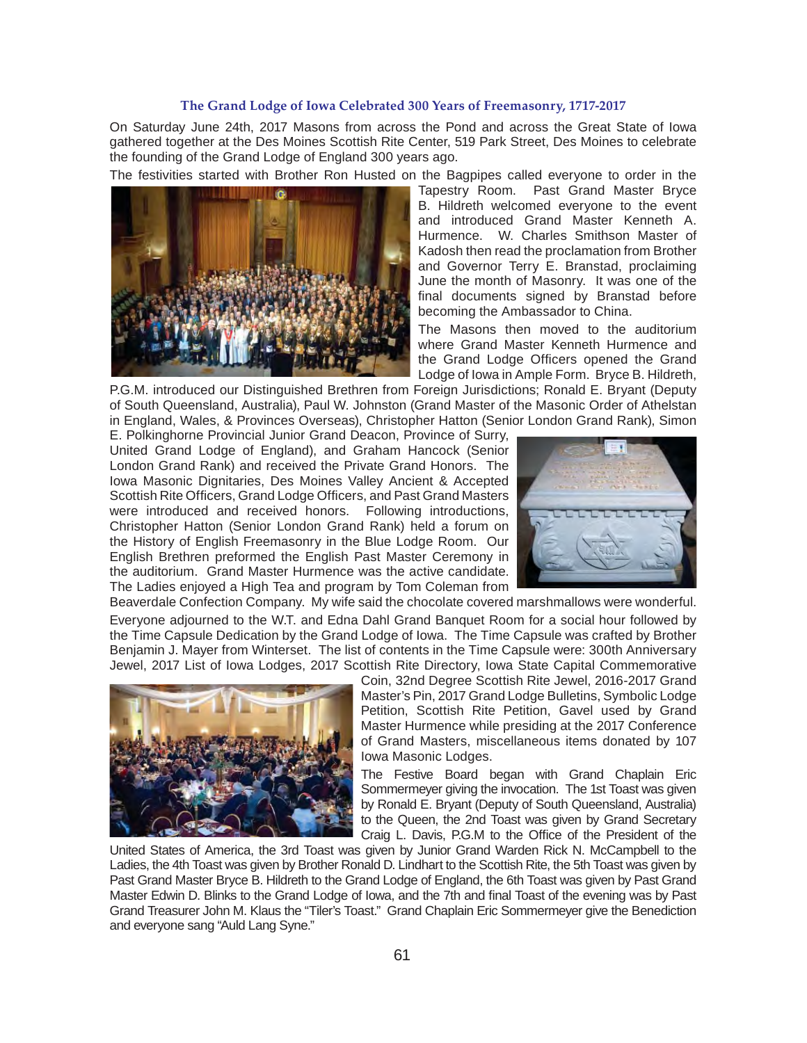### The Grand Lodge of Iowa Celebrated 300 Years of Freemasonry, 1717-2017

On Saturday June 24th, 2017 Masons from across the Pond and across the Great State of Iowa gathered together at the Des Moines Scottish Rite Center, 519 Park Street, Des Moines to celebrate the founding of the Grand Lodge of England 300 years ago.

The festivities started with Brother Ron Husted on the Bagpipes called everyone to order in the Tapestry Room. Past Grand Master Bryce B. Hildreth welcomed everyone to the event and introduced Grand Master Kenneth A. Hurmence. W. Charles Smithson Master of Kadosh then read the proclamation from Brother and Governor Terry E. Branstad, proclaiming June the month of Masonry. It was one of the final documents signed by Branstad before becoming the Ambassador to China.

The Masons then moved to the auditorium where Grand Master Kenneth Hurmence and the Grand Lodge Officers opened the Grand Lodge of Iowa in Ample Form. Bryce B. Hildreth, P.G.M. introduced our Distinguished Brethren from Foreign Jurisdictions; Ronald E. Bryant (Deputy of South Queensland, Australia), Paul W. Johnston (Grand Master of the Masonic Order of Athelstan in England, Wales, & Provinces Overseas), Christopher Hatton (Senior London Grand Rank), Simon E. Polkinghorne Provincial Junior Grand Deacon, Province of Surry, United Grand Lodge of England), and Graham Hancock (Senior London Grand Rank) and received the Private Grand Honors. The Iowa Masonic Dignitaries, Des Moines Valley Ancient & Accepted Scottish Rite Officers, Grand Lodge Officers, and Past Grand Masters were introduced and received honors. Following introductions, Christopher Hatton (Senior London Grand Rank) held a forum on the History of English Freemasonry in the Blue Lodge Room. Our English Brethren preformed the English Past Master Ceremony in the auditorium. Grand Master Hurmence was the active candidate. The Ladies enjoyed a High Tea and program by Tom Coleman from Beaverdale Confection Company. My wife said the chocolate covered marshmallows were wonderful.

Everyone adjourned to the W.T. and Edna Dahl Grand Banquet Room for a social hour followed by the Time Capsule Dedication by the Grand Lodge of Iowa. The Time Capsule was crafted by Brother Benjamin J. Mayer from Winterset. The list of contents in the Time Capsule were: 300th Anniversary Jewel, 2017 List of Iowa Lodges, 2017 Scottish Rite Directory, Iowa State Capital Commemorative Coin, 32nd Degree Scottish Rite Jewel, 2016-2017 Grand Master's Pin, 2017 Grand Lodge Bulletins, Symbolic Lodge Petition, Scottish Rite Petition, Gavel used by Grand Master Hurmence while presiding at the 2017 Conference of Grand Masters, miscellaneous items donated by 107 Iowa Masonic Lodges.

The Festive Board began with Grand Chaplain Eric Sommermeyer giving the invocation. The 1st Toast was given by Ronald E. Bryant (Deputy of South Queensland, Australia) to the Queen, the 2nd Toast was given by Grand Secretary Craig L. Davis, P.G.M to the Office of the President of the United States of America, the 3rd Toast was given by Junior Grand Warden Rick N. McCampbell to the Ladies, the 4th Toast was given by Brother Ronald D. Lindhart to the Scottish Rite, the 5th Toast was given by Past Grand Master Bryce B. Hildreth to the Grand Lodge of England, the 6th Toast was given by Past Grand Master Edwin D. Blinks to the Grand Lodge of Iowa, and the 7th and final Toast of the evening was by Past Grand Treasurer John M. Klaus the "Tiler's Toast." Grand Chaplain Eric Sommermeyer give the Benediction and everyone sang "Auld Lang Syne."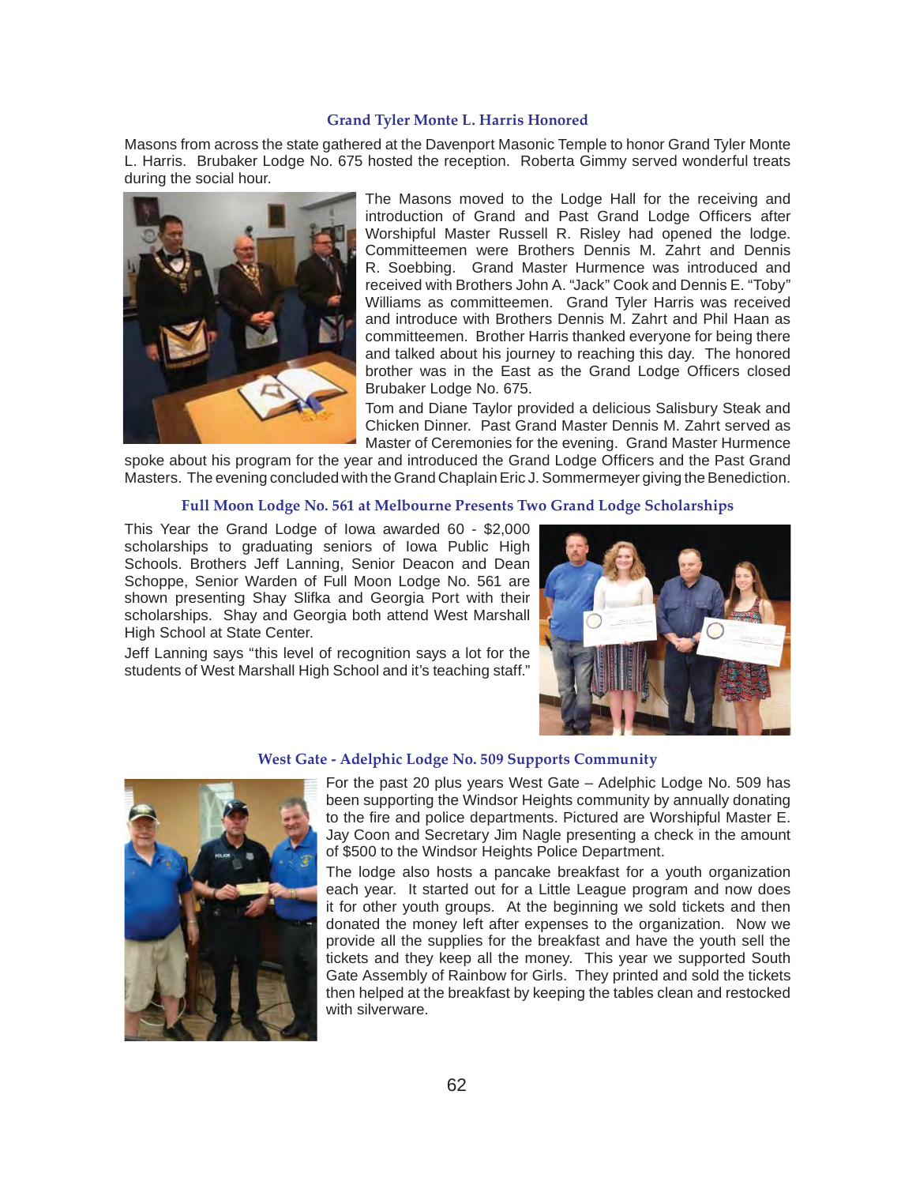### Grand Tyler Monte L. Harris Honored

Masons from across the state gathered at the Davenport Masonic Temple to honor Grand Tyler Monte L. Harris. Brubaker Lodge No. 675 hosted the reception. Roberta Gimmy served wonderful treats during the social hour.

The Masons moved to the Lodge Hall for the receiving and introduction of Grand and Past Grand Lodge Officers after Worshipful Master Russell R. Risley had opened the lodge. Committeemen were Brothers Dennis M. Zahrt and Dennis R. Soebbing. Grand Master Hurmence was introduced and received with Brothers John A. "Jack" Cook and Dennis E. "Toby" Williams as committeemen. Grand Tyler Harris was received and introduce with Brothers Dennis M. Zahrt and Phil Haan as committeemen. Brother Harris thanked everyone for being there and talked about his journey to reaching this day. The honored brother was in the East as the Grand Lodge Officers closed Brubaker Lodge No. 675.

Tom and Diane Taylor provided a delicious Salisbury Steak and Chicken Dinner. Past Grand Master Dennis M. Zahrt served as Master of Ceremonies for the evening. Grand Master Hurmence spoke about his program for the year and introduced the Grand Lodge Officers and the Past Grand Masters. The evening concluded with the Grand Chaplain Eric J. Sommermeyer giving the Benediction.

### Full Moon Lodge No. 561 at Melbourne Presents Two Grand Lodge Scholarships

This Year the Grand Lodge of Iowa awarded 60 - $2,000 scholarships to graduating seniors of Iowa Public High Schools. Brothers Jeff Lanning, Senior Deacon and Dean Schoppe, Senior Warden of Full Moon Lodge No. 561 are shown presenting Shay Slifka and Georgia Port with their scholarships. Shay and Georgia both attend West Marshall High School at State Center.

Jeff Lanning says "this level of recognition says a lot for the students of West Marshall High School and it's teaching staff."

### West Gate - Adelphic Lodge No. 509 Supports Community

For the past 20 plus years West Gate – Adelphic Lodge No. 509 has been supporting the Windsor Heights community by annually donating to the fire and police departments. Pictured are Worshipful Master E. Jay Coon and Secretary Jim Nagle presenting a check in the amount of $500 to the Windsor Heights Police Department.

The lodge also hosts a pancake breakfast for a youth organization each year. It started out for a Little League program and now does it for other youth groups. At the beginning we sold tickets and then donated the money left after expenses to the organization. Now we provide all the supplies for the breakfast and have the youth sell the tickets and they keep all the money. This year we supported South Gate Assembly of Rainbow for Girls. They printed and sold the tickets then helped at the breakfast by keeping the tables clean and restocked with silverware.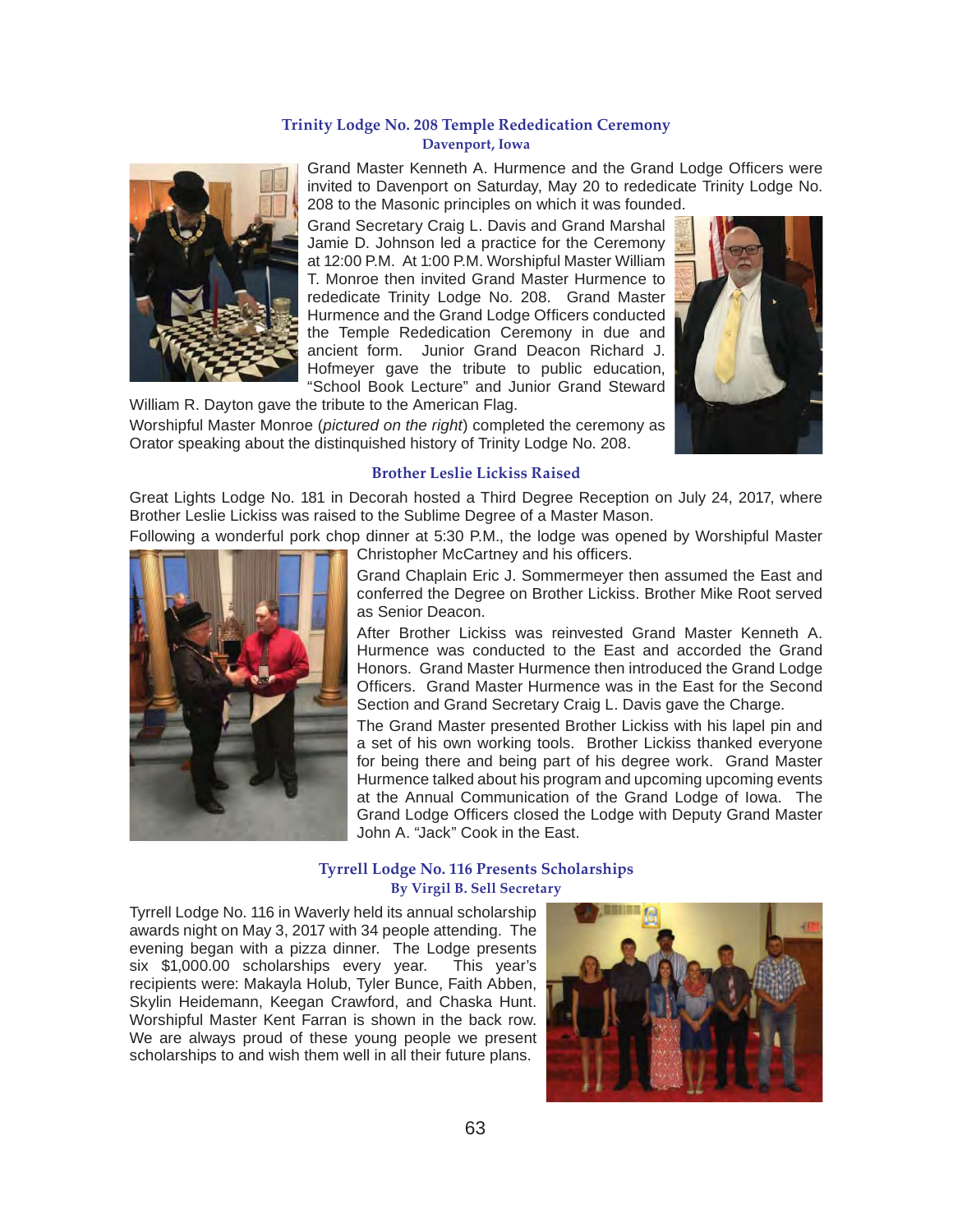### Trinity Lodge No. 208 Temple Rededication Ceremony

#### Davenport, Iowa

Grand Master Kenneth A. Hurmence and the Grand Lodge Officers were invited to Davenport on Saturday, May 20 to rededicate Trinity Lodge No. 208 to the Masonic principles on which it was founded.

Grand Secretary Craig L. Davis and Grand Marshal Jamie D. Johnson led a practice for the Ceremony at 12:00 P.M. At 1:00 P.M. Worshipful Master William T. Monroe then invited Grand Master Hurmence to rededicate Trinity Lodge No. 208. Grand Master Hurmence and the Grand Lodge Officers conducted the Temple Rededication Ceremony in due and ancient form. Junior Grand Deacon Richard J. Hofmeyer gave the tribute to public education, "School Book Lecture" and Junior Grand Steward William R. Dayton gave the tribute to the American Flag.

Worshipful Master Monroe (*pictured on the right*) completed the ceremony as Orator speaking about the distinquished history of Trinity Lodge No. 208.

### Brother Leslie Lickiss Raised

Great Lights Lodge No. 181 in Decorah hosted a Third Degree Reception on July 24, 2017, where Brother Leslie Lickiss was raised to the Sublime Degree of a Master Mason.

Following a wonderful pork chop dinner at 5:30 P.M., the lodge was opened by Worshipful Master Christopher McCartney and his officers.

Grand Chaplain Eric J. Sommermeyer then assumed the East and conferred the Degree on Brother Lickiss. Brother Mike Root served as Senior Deacon.

After Brother Lickiss was reinvested Grand Master Kenneth A. Hurmence was conducted to the East and accorded the Grand Honors. Grand Master Hurmence then introduced the Grand Lodge Officers. Grand Master Hurmence was in the East for the Second Section and Grand Secretary Craig L. Davis gave the Charge.

The Grand Master presented Brother Lickiss with his lapel pin and a set of his own working tools. Brother Lickiss thanked everyone for being there and being part of his degree work. Grand Master Hurmence talked about his program and upcoming upcoming events at the Annual Communication of the Grand Lodge of Iowa. The Grand Lodge Officers closed the Lodge with Deputy Grand Master John A. "Jack" Cook in the East.

### Tyrrell Lodge No. 116 Presents Scholarships

#### By Virgil B. Sell Secretary

Tyrrell Lodge No. 116 in Waverly held its annual scholarship awards night on May 3, 2017 with 34 people attending. The evening began with a pizza dinner. The Lodge presents six $1,000.00 scholarships every year. This year's recipients were: Makayla Holub, Tyler Bunce, Faith Abben, Skylin Heidemann, Keegan Crawford, and Chaska Hunt. Worshipful Master Kent Farran is shown in the back row. We are always proud of these young people we present scholarships to and wish them well in all their future plans.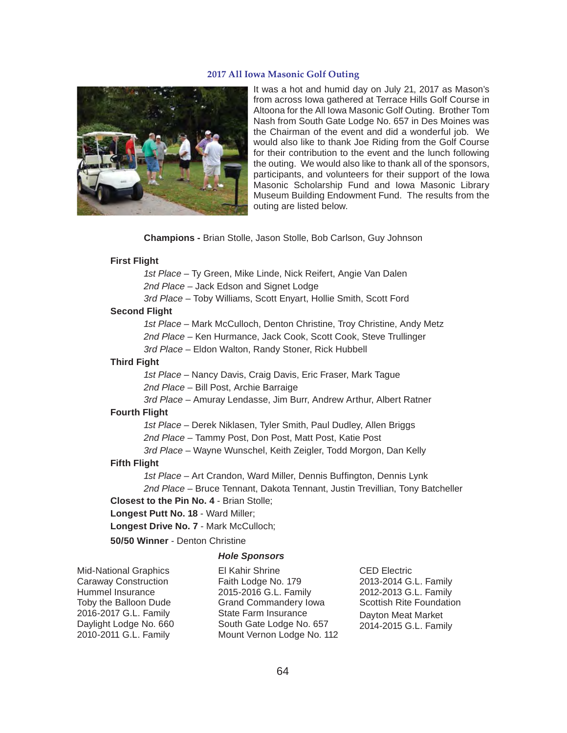## 2017 All Iowa Masonic Golf Outing

It was a hot and humid day on July 21, 2017 as Mason's from across Iowa gathered at Terrace Hills Golf Course in Altoona for the All Iowa Masonic Golf Outing. Brother Tom Nash from South Gate Lodge No. 657 in Des Moines was the Chairman of the event and did a wonderful job. We would also like to thank Joe Riding from the Golf Course for their contribution to the event and the lunch following the outing. We would also like to thank all of the sponsors, participants, and volunteers for their support of the Iowa Masonic Scholarship Fund and Iowa Masonic Library Museum Building Endowment Fund. The results from the outing are listed below.

**Champions -** Brian Stolle, Jason Stolle, Bob Carlson, Guy Johnson

**First Flight**

*1st Place* – Ty Green, Mike Linde, Nick Reifert, Angie Van Dalen

*2nd Place* – Jack Edson and Signet Lodge

*3rd Place* – Toby Williams, Scott Enyart, Hollie Smith, Scott Ford

**Second Flight**

*1st Place* – Mark McCulloch, Denton Christine, Troy Christine, Andy Metz

*2nd Place* – Ken Hurmance, Jack Cook, Scott Cook, Steve Trullinger

*3rd Place* – Eldon Walton, Randy Stoner, Rick Hubbell

**Third Fight**

*1st Place* – Nancy Davis, Craig Davis, Eric Fraser, Mark Tague

*2nd Place* – Bill Post, Archie Barraige

*3rd Place* – Amuray Lendasse, Jim Burr, Andrew Arthur, Albert Ratner

**Fourth Flight**

*1st Place* – Derek Niklasen, Tyler Smith, Paul Dudley, Allen Briggs

*2nd Place* – Tammy Post, Don Post, Matt Post, Katie Post

*3rd Place* – Wayne Wunschel, Keith Zeigler, Todd Morgon, Dan Kelly

**Fifth Flight**

*1st Place* – Art Crandon, Ward Miller, Dennis Buffington, Dennis Lynk

*2nd Place* – Bruce Tennant, Dakota Tennant, Justin Trevillian, Tony Batcheller

**Closest to the Pin No. 4** - Brian Stolle;

**Longest Putt No. 18** - Ward Miller;

**Longest Drive No. 7** - Mark McCulloch;

**50/50 Winner** - Denton Christine

***Hole Sponsors***

Mid-National Graphics
Caraway Construction
Hummel Insurance
Toby the Balloon Dude
2016-2017 G.L. Family
Daylight Lodge No. 660
2010-2011 G.L. Family

El Kahir Shrine
Faith Lodge No. 179
2015-2016 G.L. Family
Grand Commandery Iowa
State Farm Insurance
South Gate Lodge No. 657
Mount Vernon Lodge No. 112

CED Electric
2013-2014 G.L. Family
2012-2013 G.L. Family
Scottish Rite Foundation
Dayton Meat Market
2014-2015 G.L. Family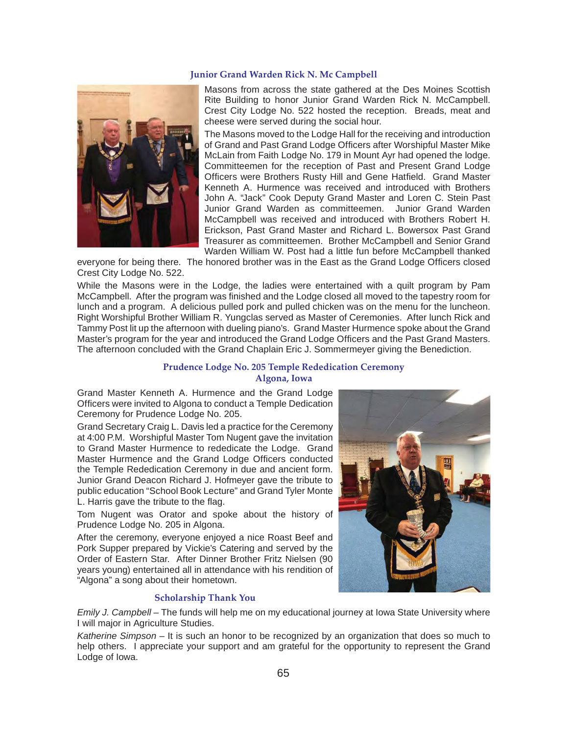### Junior Grand Warden Rick N. Mc Campbell

Masons from across the state gathered at the Des Moines Scottish Rite Building to honor Junior Grand Warden Rick N. McCampbell. Crest City Lodge No. 522 hosted the reception. Breads, meat and cheese were served during the social hour.

The Masons moved to the Lodge Hall for the receiving and introduction of Grand and Past Grand Lodge Officers after Worshipful Master Mike McLain from Faith Lodge No. 179 in Mount Ayr had opened the lodge. Committeemen for the reception of Past and Present Grand Lodge Officers were Brothers Rusty Hill and Gene Hatfield. Grand Master Kenneth A. Hurmence was received and introduced with Brothers John A. "Jack" Cook Deputy Grand Master and Loren C. Stein Past Junior Grand Warden as committeemen. Junior Grand Warden McCampbell was received and introduced with Brothers Robert H. Erickson, Past Grand Master and Richard L. Bowersox Past Grand Treasurer as committeemen. Brother McCampbell and Senior Grand Warden William W. Post had a little fun before McCampbell thanked everyone for being there. The honored brother was in the East as the Grand Lodge Officers closed Crest City Lodge No. 522.

While the Masons were in the Lodge, the ladies were entertained with a quilt program by Pam McCampbell. After the program was finished and the Lodge closed all moved to the tapestry room for lunch and a program. A delicious pulled pork and pulled chicken was on the menu for the luncheon. Right Worshipful Brother William R. Yungclas served as Master of Ceremonies. After lunch Rick and Tammy Post lit up the afternoon with dueling piano's. Grand Master Hurmence spoke about the Grand Master's program for the year and introduced the Grand Lodge Officers and the Past Grand Masters. The afternoon concluded with the Grand Chaplain Eric J. Sommermeyer giving the Benediction.

### Prudence Lodge No. 205 Temple Rededication Ceremony
### Algona, Iowa

Grand Master Kenneth A. Hurmence and the Grand Lodge Officers were invited to Algona to conduct a Temple Dedication Ceremony for Prudence Lodge No. 205.

Grand Secretary Craig L. Davis led a practice for the Ceremony at 4:00 P.M. Worshipful Master Tom Nugent gave the invitation to Grand Master Hurmence to rededicate the Lodge. Grand Master Hurmence and the Grand Lodge Officers conducted the Temple Rededication Ceremony in due and ancient form. Junior Grand Deacon Richard J. Hofmeyer gave the tribute to public education "School Book Lecture" and Grand Tyler Monte L. Harris gave the tribute to the flag.

Tom Nugent was Orator and spoke about the history of Prudence Lodge No. 205 in Algona.

After the ceremony, everyone enjoyed a nice Roast Beef and Pork Supper prepared by Vickie's Catering and served by the Order of Eastern Star. After Dinner Brother Fritz Nielsen (90 years young) entertained all in attendance with his rendition of "Algona" a song about their hometown.

### Scholarship Thank You

*Emily J. Campbell* – The funds will help me on my educational journey at Iowa State University where I will major in Agriculture Studies.

*Katherine Simpson* – It is such an honor to be recognized by an organization that does so much to help others. I appreciate your support and am grateful for the opportunity to represent the Grand Lodge of Iowa.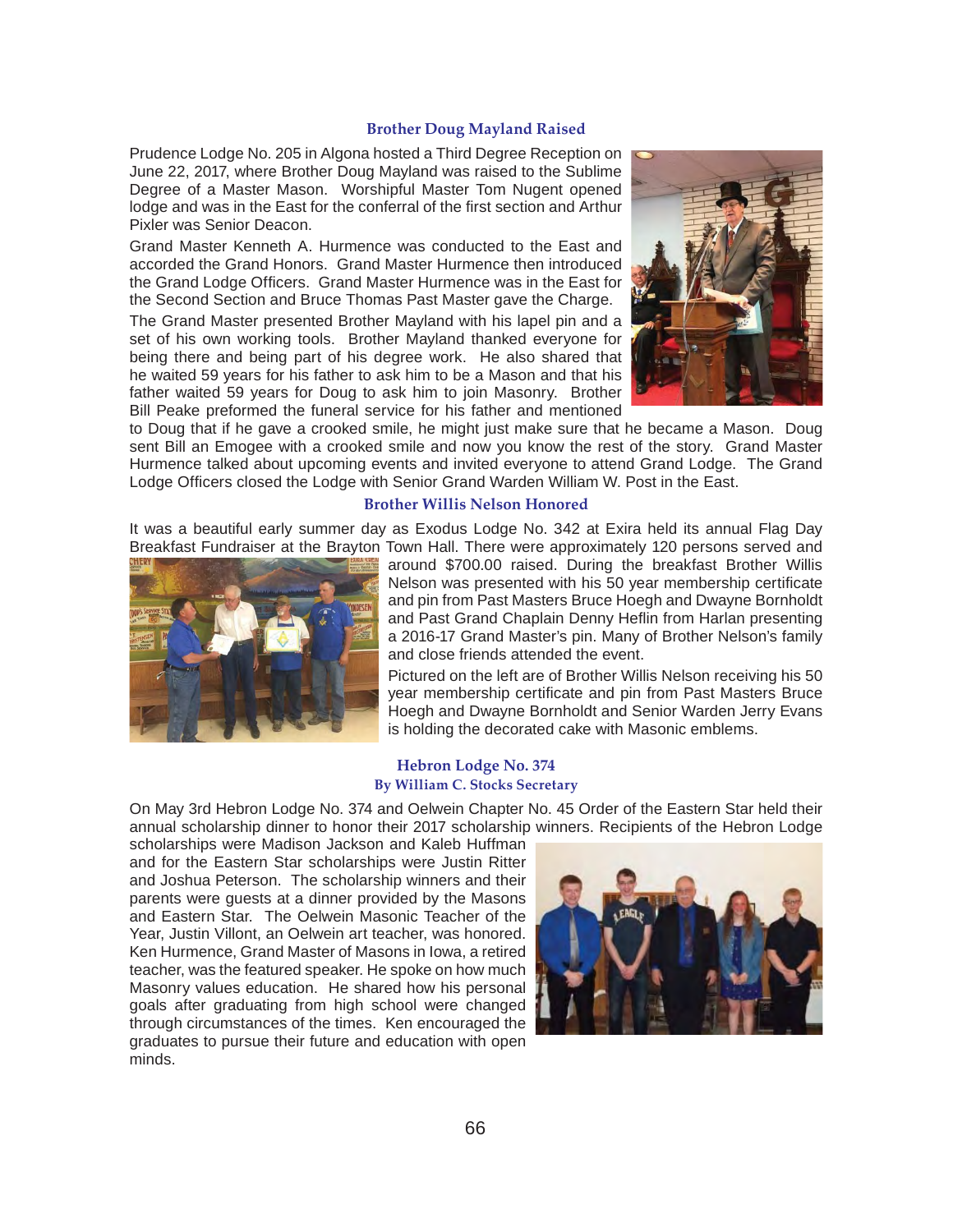### Brother Doug Mayland Raised

Prudence Lodge No. 205 in Algona hosted a Third Degree Reception on June 22, 2017, where Brother Doug Mayland was raised to the Sublime Degree of a Master Mason. Worshipful Master Tom Nugent opened lodge and was in the East for the conferral of the first section and Arthur Pixler was Senior Deacon.

Grand Master Kenneth A. Hurmence was conducted to the East and accorded the Grand Honors. Grand Master Hurmence then introduced the Grand Lodge Officers. Grand Master Hurmence was in the East for the Second Section and Bruce Thomas Past Master gave the Charge.

The Grand Master presented Brother Mayland with his lapel pin and a set of his own working tools. Brother Mayland thanked everyone for being there and being part of his degree work. He also shared that he waited 59 years for his father to ask him to be a Mason and that his father waited 59 years for Doug to ask him to join Masonry. Brother Bill Peake preformed the funeral service for his father and mentioned to Doug that if he gave a crooked smile, he might just make sure that he became a Mason. Doug sent Bill an Emogee with a crooked smile and now you know the rest of the story. Grand Master Hurmence talked about upcoming events and invited everyone to attend Grand Lodge. The Grand Lodge Officers closed the Lodge with Senior Grand Warden William W. Post in the East.

### Brother Willis Nelson Honored

It was a beautiful early summer day as Exodus Lodge No. 342 at Exira held its annual Flag Day Breakfast Fundraiser at the Brayton Town Hall. There were approximately 120 persons served and around $700.00 raised. During the breakfast Brother Willis Nelson was presented with his 50 year membership certificate and pin from Past Masters Bruce Hoegh and Dwayne Bornholdt and Past Grand Chaplain Denny Heflin from Harlan presenting a 2016-17 Grand Master's pin. Many of Brother Nelson's family and close friends attended the event.

Pictured on the left are of Brother Willis Nelson receiving his 50 year membership certificate and pin from Past Masters Bruce Hoegh and Dwayne Bornholdt and Senior Warden Jerry Evans is holding the decorated cake with Masonic emblems.

### Hebron Lodge No. 374
**By William C. Stocks Secretary**

On May 3rd Hebron Lodge No. 374 and Oelwein Chapter No. 45 Order of the Eastern Star held their annual scholarship dinner to honor their 2017 scholarship winners. Recipients of the Hebron Lodge scholarships were Madison Jackson and Kaleb Huffman and for the Eastern Star scholarships were Justin Ritter and Joshua Peterson. The scholarship winners and their parents were guests at a dinner provided by the Masons and Eastern Star. The Oelwein Masonic Teacher of the Year, Justin Villont, an Oelwein art teacher, was honored. Ken Hurmence, Grand Master of Masons in Iowa, a retired teacher, was the featured speaker. He spoke on how much Masonry values education. He shared how his personal goals after graduating from high school were changed through circumstances of the times. Ken encouraged the graduates to pursue their future and education with open minds.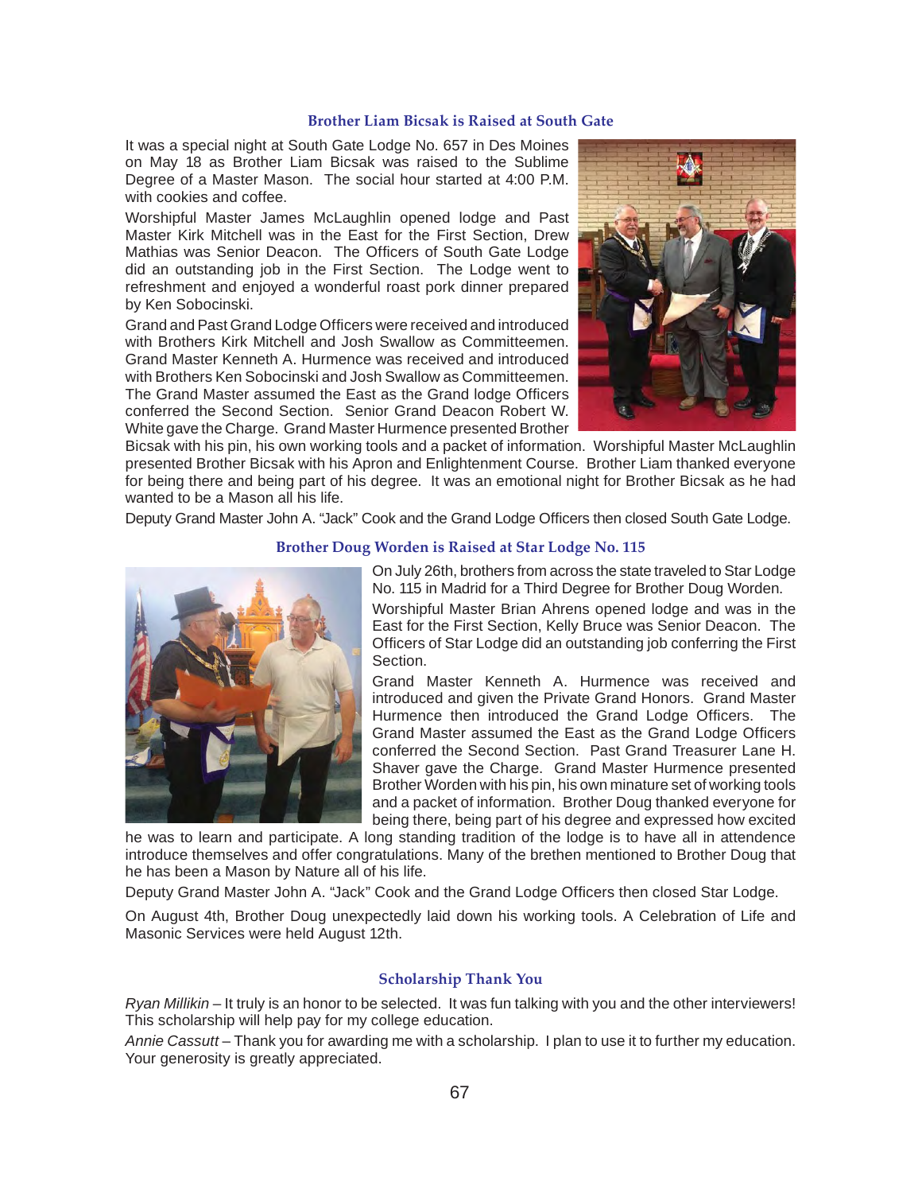### Brother Liam Bicsak is Raised at South Gate

It was a special night at South Gate Lodge No. 657 in Des Moines on May 18 as Brother Liam Bicsak was raised to the Sublime Degree of a Master Mason. The social hour started at 4:00 P.M. with cookies and coffee.

Worshipful Master James McLaughlin opened lodge and Past Master Kirk Mitchell was in the East for the First Section, Drew Mathias was Senior Deacon. The Officers of South Gate Lodge did an outstanding job in the First Section. The Lodge went to refreshment and enjoyed a wonderful roast pork dinner prepared by Ken Sobocinski.

Grand and Past Grand Lodge Officers were received and introduced with Brothers Kirk Mitchell and Josh Swallow as Committeemen. Grand Master Kenneth A. Hurmence was received and introduced with Brothers Ken Sobocinski and Josh Swallow as Committeemen. The Grand Master assumed the East as the Grand lodge Officers conferred the Second Section. Senior Grand Deacon Robert W. White gave the Charge. Grand Master Hurmence presented Brother Bicsak with his pin, his own working tools and a packet of information. Worshipful Master McLaughlin presented Brother Bicsak with his Apron and Enlightenment Course. Brother Liam thanked everyone for being there and being part of his degree. It was an emotional night for Brother Bicsak as he had wanted to be a Mason all his life.

Deputy Grand Master John A. "Jack" Cook and the Grand Lodge Officers then closed South Gate Lodge.

### Brother Doug Worden is Raised at Star Lodge No. 115

On July 26th, brothers from across the state traveled to Star Lodge No. 115 in Madrid for a Third Degree for Brother Doug Worden.

Worshipful Master Brian Ahrens opened lodge and was in the East for the First Section, Kelly Bruce was Senior Deacon. The Officers of Star Lodge did an outstanding job conferring the First Section.

Grand Master Kenneth A. Hurmence was received and introduced and given the Private Grand Honors. Grand Master Hurmence then introduced the Grand Lodge Officers. The Grand Master assumed the East as the Grand Lodge Officers conferred the Second Section. Past Grand Treasurer Lane H. Shaver gave the Charge. Grand Master Hurmence presented Brother Worden with his pin, his own minature set of working tools and a packet of information. Brother Doug thanked everyone for being there, being part of his degree and expressed how excited he was to learn and participate. A long standing tradition of the lodge is to have all in attendence introduce themselves and offer congratulations. Many of the brethen mentioned to Brother Doug that he has been a Mason by Nature all of his life.

Deputy Grand Master John A. "Jack" Cook and the Grand Lodge Officers then closed Star Lodge.

On August 4th, Brother Doug unexpectedly laid down his working tools. A Celebration of Life and Masonic Services were held August 12th.

### Scholarship Thank You

*Ryan Millikin* – It truly is an honor to be selected. It was fun talking with you and the other interviewers! This scholarship will help pay for my college education.

*Annie Cassutt* – Thank you for awarding me with a scholarship. I plan to use it to further my education. Your generosity is greatly appreciated.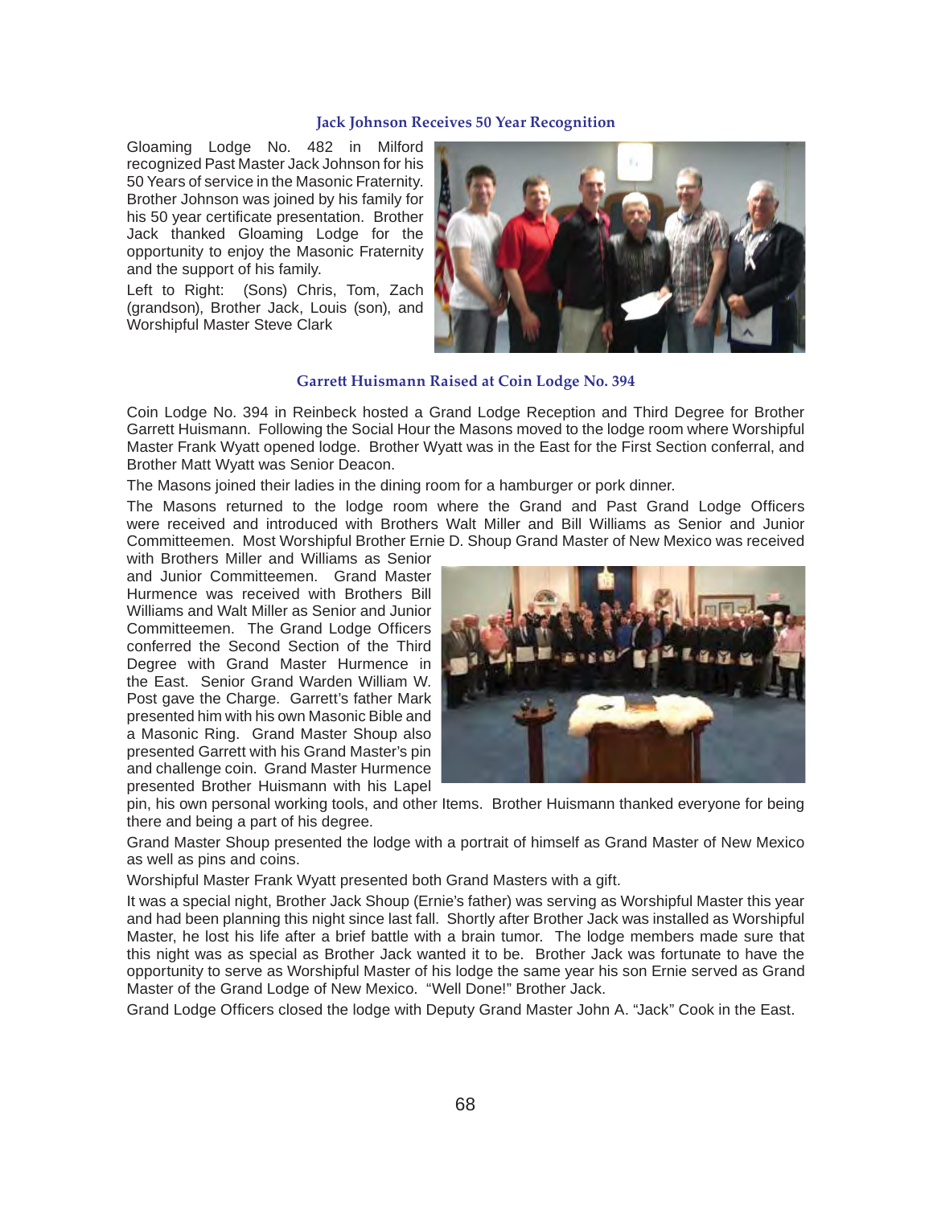## Jack Johnson Receives 50 Year Recognition

Gloaming Lodge No. 482 in Milford recognized Past Master Jack Johnson for his 50 Years of service in the Masonic Fraternity. Brother Johnson was joined by his family for his 50 year certificate presentation. Brother Jack thanked Gloaming Lodge for the opportunity to enjoy the Masonic Fraternity and the support of his family.

Left to Right: (Sons) Chris, Tom, Zach (grandson), Brother Jack, Louis (son), and Worshipful Master Steve Clark

## Garrett Huismann Raised at Coin Lodge No. 394

Coin Lodge No. 394 in Reinbeck hosted a Grand Lodge Reception and Third Degree for Brother Garrett Huismann. Following the Social Hour the Masons moved to the lodge room where Worshipful Master Frank Wyatt opened lodge. Brother Wyatt was in the East for the First Section conferral, and Brother Matt Wyatt was Senior Deacon.

The Masons joined their ladies in the dining room for a hamburger or pork dinner.

The Masons returned to the lodge room where the Grand and Past Grand Lodge Officers were received and introduced with Brothers Walt Miller and Bill Williams as Senior and Junior Committeemen. Most Worshipful Brother Ernie D. Shoup Grand Master of New Mexico was received with Brothers Miller and Williams as Senior and Junior Committeemen. Grand Master Hurmence was received with Brothers Bill Williams and Walt Miller as Senior and Junior Committeemen. The Grand Lodge Officers conferred the Second Section of the Third Degree with Grand Master Hurmence in the East. Senior Grand Warden William W. Post gave the Charge. Garrett's father Mark presented him with his own Masonic Bible and a Masonic Ring. Grand Master Shoup also presented Garrett with his Grand Master's pin and challenge coin. Grand Master Hurmence presented Brother Huismann with his Lapel pin, his own personal working tools, and other Items. Brother Huismann thanked everyone for being there and being a part of his degree.

Grand Master Shoup presented the lodge with a portrait of himself as Grand Master of New Mexico as well as pins and coins.

Worshipful Master Frank Wyatt presented both Grand Masters with a gift.

It was a special night, Brother Jack Shoup (Ernie's father) was serving as Worshipful Master this year and had been planning this night since last fall. Shortly after Brother Jack was installed as Worshipful Master, he lost his life after a brief battle with a brain tumor. The lodge members made sure that this night was as special as Brother Jack wanted it to be. Brother Jack was fortunate to have the opportunity to serve as Worshipful Master of his lodge the same year his son Ernie served as Grand Master of the Grand Lodge of New Mexico. "Well Done!" Brother Jack.

Grand Lodge Officers closed the lodge with Deputy Grand Master John A. "Jack" Cook in the East.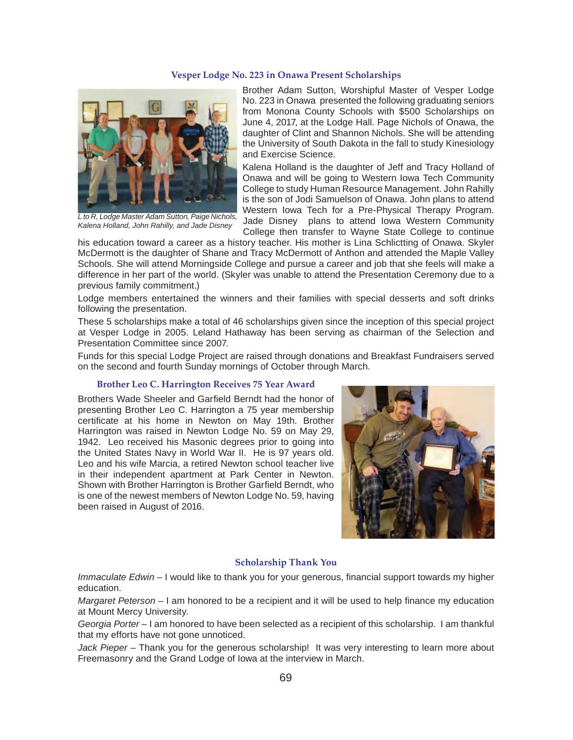## Vesper Lodge No. 223 in Onawa Present Scholarships

L to R, Lodge Master Adam Sutton, Paige Nichols, Kalena Holland, John Rahilly, and Jade Disney

Brother Adam Sutton, Worshipful Master of Vesper Lodge No. 223 in Onawa presented the following graduating seniors from Monona County Schools with $500 Scholarships on June 4, 2017, at the Lodge Hall. Page Nichols of Onawa, the daughter of Clint and Shannon Nichols. She will be attending the University of South Dakota in the fall to study Kinesiology and Exercise Science.

Kalena Holland is the daughter of Jeff and Tracy Holland of Onawa and will be going to Western Iowa Tech Community College to study Human Resource Management. John Rahilly is the son of Jodi Samuelson of Onawa. John plans to attend Western Iowa Tech for a Pre-Physical Therapy Program. Jade Disney plans to attend Iowa Western Community College then transfer to Wayne State College to continue his education toward a career as a history teacher. His mother is Lina Schlictting of Onawa. Skyler McDermott is the daughter of Shane and Tracy McDermott of Anthon and attended the Maple Valley Schools. She will attend Morningside College and pursue a career and job that she feels will make a difference in her part of the world. (Skyler was unable to attend the Presentation Ceremony due to a previous family commitment.)

Lodge members entertained the winners and their families with special desserts and soft drinks following the presentation.

These 5 scholarships make a total of 46 scholarships given since the inception of this special project at Vesper Lodge in 2005. Leland Hathaway has been serving as chairman of the Selection and Presentation Committee since 2007.

Funds for this special Lodge Project are raised through donations and Breakfast Fundraisers served on the second and fourth Sunday mornings of October through March.

## Brother Leo C. Harrington Receives 75 Year Award

Brothers Wade Sheeler and Garfield Berndt had the honor of presenting Brother Leo C. Harrington a 75 year membership certificate at his home in Newton on May 19th. Brother Harrington was raised in Newton Lodge No. 59 on May 29, 1942. Leo received his Masonic degrees prior to going into the United States Navy in World War II. He is 97 years old. Leo and his wife Marcia, a retired Newton school teacher live in their independent apartment at Park Center in Newton. Shown with Brother Harrington is Brother Garfield Berndt, who is one of the newest members of Newton Lodge No. 59, having been raised in August of 2016.

## Scholarship Thank You

*Immaculate Edwin* – I would like to thank you for your generous, financial support towards my higher education.

*Margaret Peterson* – I am honored to be a recipient and it will be used to help finance my education at Mount Mercy University.

*Georgia Porter* – I am honored to have been selected as a recipient of this scholarship. I am thankful that my efforts have not gone unnoticed.

*Jack Pieper* – Thank you for the generous scholarship! It was very interesting to learn more about Freemasonry and the Grand Lodge of Iowa at the interview in March.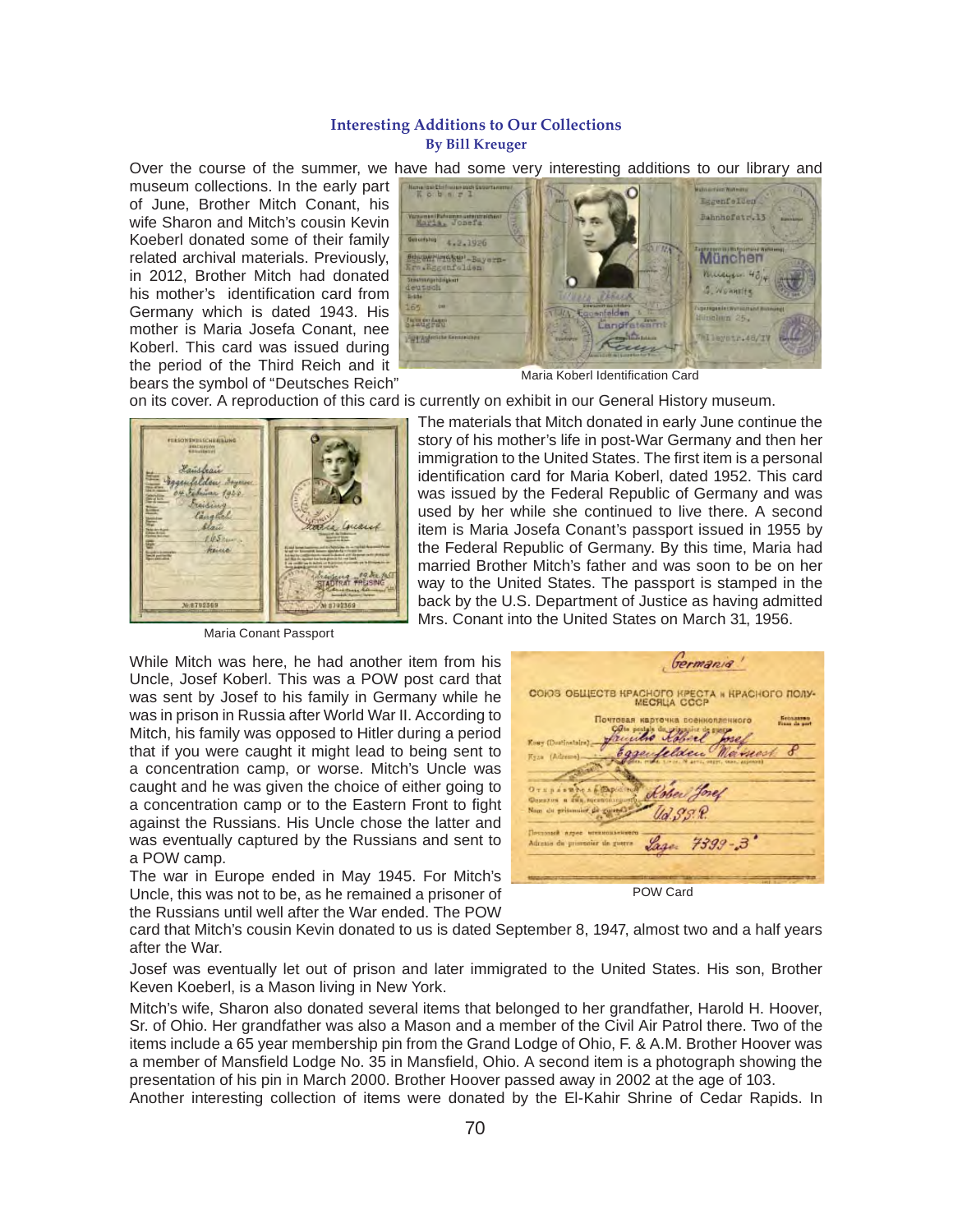## Interesting Additions to Our Collections

**By Bill Kreuger**

Over the course of the summer, we have had some very interesting additions to our library and museum collections. In the early part of June, Brother Mitch Conant, his wife Sharon and Mitch's cousin Kevin Koeberl donated some of their family related archival materials. Previously, in 2012, Brother Mitch had donated his mother's identification card from Germany which is dated 1943. His mother is Maria Josefa Conant, nee Koberl. This card was issued during the period of the Third Reich and it bears the symbol of "Deutsches Reich" on its cover. A reproduction of this card is currently on exhibit in our General History museum.

Maria Koberl Identification Card

The materials that Mitch donated in early June continue the story of his mother's life in post-War Germany and then her immigration to the United States. The first item is a personal identification card for Maria Koberl, dated 1952. This card was issued by the Federal Republic of Germany and was used by her while she continued to live there. A second item is Maria Josefa Conant's passport issued in 1955 by the Federal Republic of Germany. By this time, Maria had married Brother Mitch's father and was soon to be on her way to the United States. The passport is stamped in the back by the U.S. Department of Justice as having admitted Mrs. Conant into the United States on March 31, 1956.

Maria Conant Passport

While Mitch was here, he had another item from his Uncle, Josef Koberl. This was a POW post card that was sent by Josef to his family in Germany while he was in prison in Russia after World War II. According to Mitch, his family was opposed to Hitler during a period that if you were caught it might lead to being sent to a concentration camp, or worse. Mitch's Uncle was caught and he was given the choice of either going to a concentration camp or to the Eastern Front to fight against the Russians. His Uncle chose the latter and was eventually captured by the Russians and sent to a POW camp.

The war in Europe ended in May 1945. For Mitch's Uncle, this was not to be, as he remained a prisoner of the Russians until well after the War ended. The POW card that Mitch's cousin Kevin donated to us is dated September 8, 1947, almost two and a half years after the War.

POW Card

Josef was eventually let out of prison and later immigrated to the United States. His son, Brother Keven Koeberl, is a Mason living in New York.

Mitch's wife, Sharon also donated several items that belonged to her grandfather, Harold H. Hoover, Sr. of Ohio. Her grandfather was also a Mason and a member of the Civil Air Patrol there. Two of the items include a 65 year membership pin from the Grand Lodge of Ohio, F. & A.M. Brother Hoover was a member of Mansfield Lodge No. 35 in Mansfield, Ohio. A second item is a photograph showing the presentation of his pin in March 2000. Brother Hoover passed away in 2002 at the age of 103.

Another interesting collection of items were donated by the El-Kahir Shrine of Cedar Rapids. In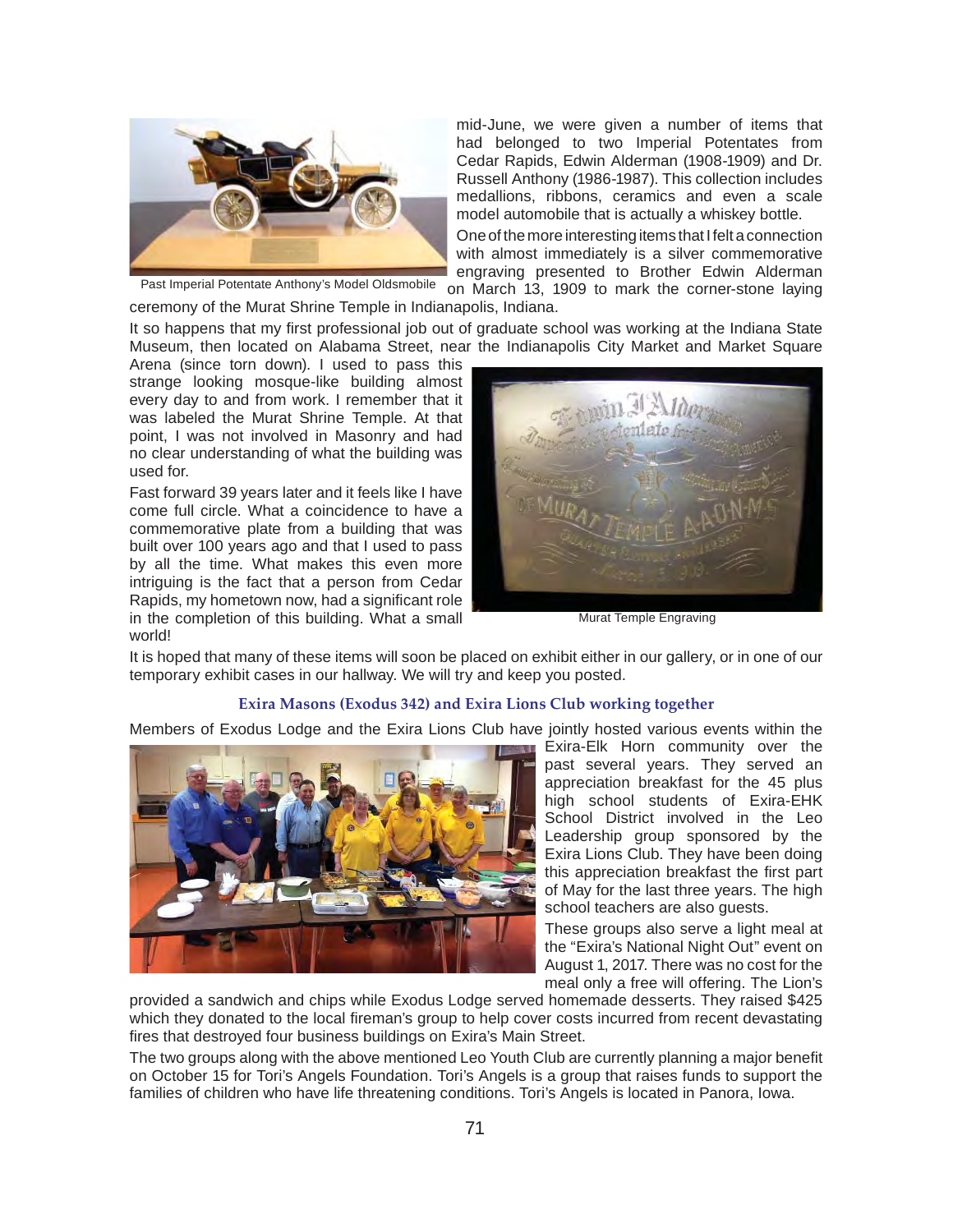mid-June, we were given a number of items that had belonged to two Imperial Potentates from Cedar Rapids, Edwin Alderman (1908-1909) and Dr. Russell Anthony (1986-1987). This collection includes medallions, ribbons, ceramics and even a scale model automobile that is actually a whiskey bottle.

Past Imperial Potentate Anthony's Model Oldsmobile

One of the more interesting items that I felt a connection with almost immediately is a silver commemorative engraving presented to Brother Edwin Alderman on March 13, 1909 to mark the corner-stone laying ceremony of the Murat Shrine Temple in Indianapolis, Indiana.

It so happens that my first professional job out of graduate school was working at the Indiana State Museum, then located on Alabama Street, near the Indianapolis City Market and Market Square Arena (since torn down). I used to pass this strange looking mosque-like building almost every day to and from work. I remember that it was labeled the Murat Shrine Temple. At that point, I was not involved in Masonry and had no clear understanding of what the building was used for.

Fast forward 39 years later and it feels like I have come full circle. What a coincidence to have a commemorative plate from a building that was built over 100 years ago and that I used to pass by all the time. What makes this even more intriguing is the fact that a person from Cedar Rapids, my hometown now, had a significant role in the completion of this building. What a small world!

Murat Temple Engraving

It is hoped that many of these items will soon be placed on exhibit either in our gallery, or in one of our temporary exhibit cases in our hallway. We will try and keep you posted.

## Exira Masons (Exodus 342) and Exira Lions Club working together

Members of Exodus Lodge and the Exira Lions Club have jointly hosted various events within the Exira-Elk Horn community over the past several years. They served an appreciation breakfast for the 45 plus high school students of Exira-EHK School District involved in the Leo Leadership group sponsored by the Exira Lions Club. They have been doing this appreciation breakfast the first part of May for the last three years. The high school teachers are also guests.

These groups also serve a light meal at the "Exira's National Night Out" event on August 1, 2017. There was no cost for the meal only a free will offering. The Lion's provided a sandwich and chips while Exodus Lodge served homemade desserts. They raised $425 which they donated to the local fireman's group to help cover costs incurred from recent devastating fires that destroyed four business buildings on Exira's Main Street.

The two groups along with the above mentioned Leo Youth Club are currently planning a major benefit on October 15 for Tori's Angels Foundation. Tori's Angels is a group that raises funds to support the families of children who have life threatening conditions. Tori's Angels is located in Panora, Iowa.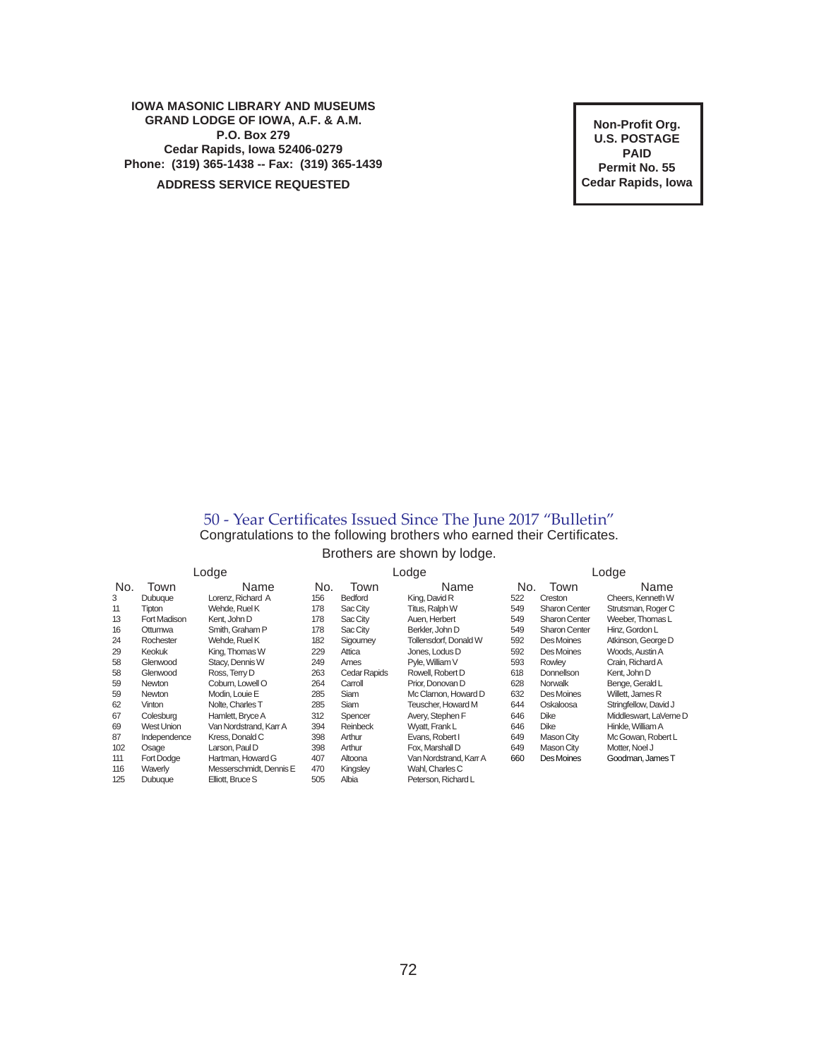**IOWA MASONIC LIBRARY AND MUSEUMS**
**GRAND LODGE OF IOWA, A.F. & A.M.**
**P.O. Box 279**
**Cedar Rapids, Iowa 52406-0279**
**Phone: (319) 365-1438 -- Fax: (319) 365-1439**

**ADDRESS SERVICE REQUESTED**

**Non-Profit Org.**
**U.S. POSTAGE**
**PAID**
**Permit No. 55**
**Cedar Rapids, Iowa**

## 50 - Year Certificates Issued Since The June 2017 "Bulletin"

Congratulations to the following brothers who earned their Certificates.

Brothers are shown by lodge.

| Lodge No. | Lodge Town | Name |
|---|---|---|
| 3 | Dubuque | Lorenz, Richard A |
| 11 | Tipton | Wehde, Ruel K |
| 13 | Fort Madison | Kent, John D |
| 16 | Ottumwa | Smith, Graham P |
| 24 | Rochester | Wehde, Ruel K |
| 29 | Keokuk | King, Thomas W |
| 58 | Glenwood | Stacy, Dennis W |
| 58 | Glenwood | Ross, Terry D |
| 59 | Newton | Coburn, Lowell O |
| 59 | Newton | Modin, Louie E |
| 62 | Vinton | Nolte, Charles T |
| 67 | Colesburg | Hamlett, Bryce A |
| 69 | West Union | Van Nordstrand, Karr A |
| 87 | Independence | Kress, Donald C |
| 102 | Osage | Larson, Paul D |
| 111 | Fort Dodge | Hartman, Howard G |
| 116 | Waverly | Messerschmidt, Dennis E |
| 125 | Dubuque | Elliott, Bruce S |
| 156 | Bedford | King, David R |
| 178 | Sac City | Titus, Ralph W |
| 178 | Sac City | Auen, Herbert |
| 178 | Sac City | Berkler, John D |
| 182 | Sigourney | Tollensdorf, Donald W |
| 229 | Attica | Jones, Lodus D |
| 249 | Ames | Pyle, William V |
| 263 | Cedar Rapids | Rowell, Robert D |
| 264 | Carroll | Prior, Donovan D |
| 285 | Siam | Mc Clarnon, Howard D |
| 285 | Siam | Teuscher, Howard M |
| 312 | Spencer | Avery, Stephen F |
| 394 | Reinbeck | Wyatt, Frank L |
| 398 | Arthur | Evans, Robert I |
| 398 | Arthur | Fox, Marshall D |
| 407 | Altoona | Van Nordstrand, Karr A |
| 470 | Kingsley | Wahl, Charles C |
| 505 | Albia | Peterson, Richard L |
| 522 | Creston | Cheers, Kenneth W |
| 549 | Sharon Center | Strutsman, Roger C |
| 549 | Sharon Center | Weeber, Thomas L |
| 549 | Sharon Center | Hinz, Gordon L |
| 592 | Des Moines | Atkinson, George D |
| 592 | Des Moines | Woods, Austin A |
| 593 | Rowley | Crain, Richard A |
| 618 | Donnellson | Kent, John D |
| 628 | Norwalk | Benge, Gerald L |
| 632 | Des Moines | Willett, James R |
| 644 | Oskaloosa | Stringfellow, David J |
| 646 | Dike | Middleswart, LaVerne D |
| 646 | Dike | Hinkle, William A |
| 649 | Mason City | Mc Gowan, Robert L |
| 649 | Mason City | Motter, Noel J |
| 660 | Des Moines | Goodman, James T |